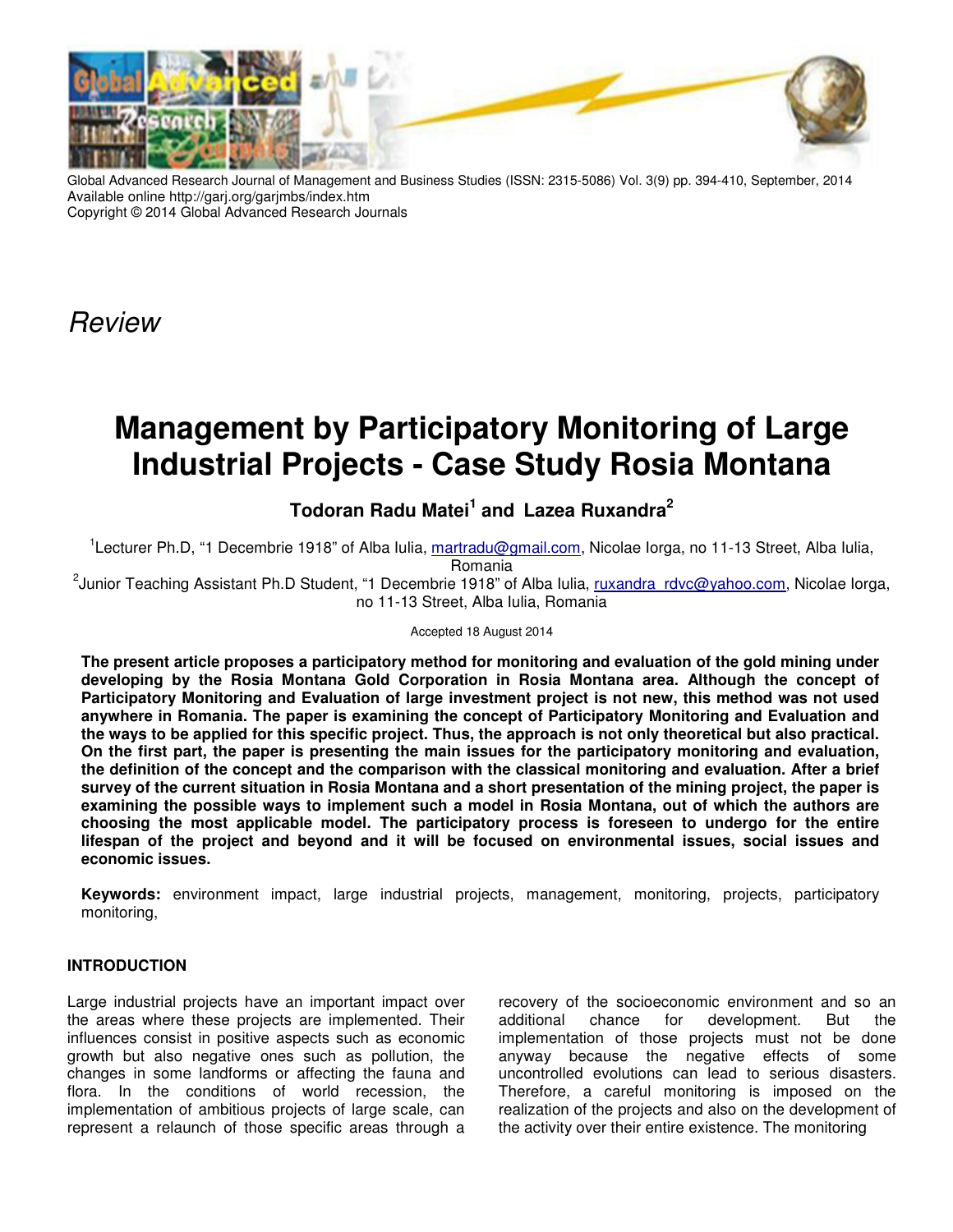Global Advanced Research Journal of Management and Business Studies (ISSN: 2315-5086) Vol. 3(9) pp. 394-410, September, 2014
Available online http://garj.org/garjmbs/index.htm
Copyright © 2014 Global Advanced Research Journals

*Review*

# Management by Participatory Monitoring of Large Industrial Projects - Case Study Rosia Montana

**Todoran Radu Matei[1] and Lazea Ruxandra[2]**

[1]Lecturer Ph.D, "1 Decembrie 1918" of Alba Iulia, martradu@gmail.com, Nicolae Iorga, no 11-13 Street, Alba Iulia, Romania

[2]Junior Teaching Assistant Ph.D Student, "1 Decembrie 1918" of Alba Iulia, ruxandra_rdvc@yahoo.com, Nicolae Iorga, no 11-13 Street, Alba Iulia, Romania

Accepted 18 August 2014

**The present article proposes a participatory method for monitoring and evaluation of the gold mining under developing by the Rosia Montana Gold Corporation in Rosia Montana area. Although the concept of Participatory Monitoring and Evaluation of large investment project is not new, this method was not used anywhere in Romania. The paper is examining the concept of Participatory Monitoring and Evaluation and the ways to be applied for this specific project. Thus, the approach is not only theoretical but also practical. On the first part, the paper is presenting the main issues for the participatory monitoring and evaluation, the definition of the concept and the comparison with the classical monitoring and evaluation. After a brief survey of the current situation in Rosia Montana and a short presentation of the mining project, the paper is examining the possible ways to implement such a model in Rosia Montana, out of which the authors are choosing the most applicable model. The participatory process is foreseen to undergo for the entire lifespan of the project and beyond and it will be focused on environmental issues, social issues and economic issues.**

**Keywords:** environment impact, large industrial projects, management, monitoring, projects, participatory monitoring,

## INTRODUCTION

Large industrial projects have an important impact over the areas where these projects are implemented. Their influences consist in positive aspects such as economic growth but also negative ones such as pollution, the changes in some landforms or affecting the fauna and flora. In the conditions of world recession, the implementation of ambitious projects of large scale, can represent a relaunch of those specific areas through a recovery of the socioeconomic environment and so an additional chance for development. But the implementation of those projects must not be done anyway because the negative effects of some uncontrolled evolutions can lead to serious disasters. Therefore, a careful monitoring is imposed on the realization of the projects and also on the development of the activity over their entire existence. The monitoring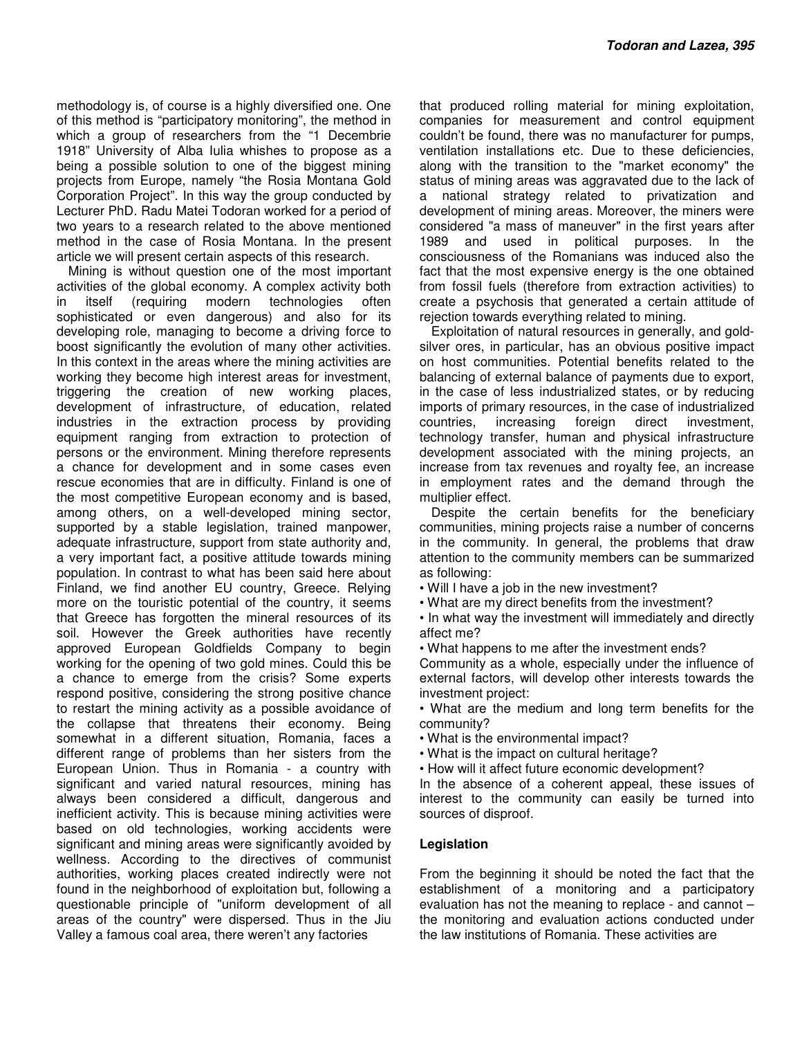methodology is, of course is a highly diversified one. One of this method is "participatory monitoring", the method in which a group of researchers from the "1 Decembrie 1918" University of Alba Iulia whishes to propose as a being a possible solution to one of the biggest mining projects from Europe, namely "the Rosia Montana Gold Corporation Project". In this way the group conducted by Lecturer PhD. Radu Matei Todoran worked for a period of two years to a research related to the above mentioned method in the case of Rosia Montana. In the present article we will present certain aspects of this research.

Mining is without question one of the most important activities of the global economy. A complex activity both in itself (requiring modern technologies often sophisticated or even dangerous) and also for its developing role, managing to become a driving force to boost significantly the evolution of many other activities. In this context in the areas where the mining activities are working they become high interest areas for investment, triggering the creation of new working places, development of infrastructure, of education, related industries in the extraction process by providing equipment ranging from extraction to protection of persons or the environment. Mining therefore represents a chance for development and in some cases even rescue economies that are in difficulty. Finland is one of the most competitive European economy and is based, among others, on a well-developed mining sector, supported by a stable legislation, trained manpower, adequate infrastructure, support from state authority and, a very important fact, a positive attitude towards mining population. In contrast to what has been said here about Finland, we find another EU country, Greece. Relying more on the touristic potential of the country, it seems that Greece has forgotten the mineral resources of its soil. However the Greek authorities have recently approved European Goldfields Company to begin working for the opening of two gold mines. Could this be a chance to emerge from the crisis? Some experts respond positive, considering the strong positive chance to restart the mining activity as a possible avoidance of the collapse that threatens their economy. Being somewhat in a different situation, Romania, faces a different range of problems than her sisters from the European Union. Thus in Romania - a country with significant and varied natural resources, mining has always been considered a difficult, dangerous and inefficient activity. This is because mining activities were based on old technologies, working accidents were significant and mining areas were significantly avoided by wellness. According to the directives of communist authorities, working places created indirectly were not found in the neighborhood of exploitation but, following a questionable principle of "uniform development of all areas of the country" were dispersed. Thus in the Jiu Valley a famous coal area, there weren't any factories that produced rolling material for mining exploitation, companies for measurement and control equipment couldn't be found, there was no manufacturer for pumps, ventilation installations etc. Due to these deficiencies, along with the transition to the "market economy" the status of mining areas was aggravated due to the lack of a national strategy related to privatization and development of mining areas. Moreover, the miners were considered "a mass of maneuver" in the first years after 1989 and used in political purposes. In the consciousness of the Romanians was induced also the fact that the most expensive energy is the one obtained from fossil fuels (therefore from extraction activities) to create a psychosis that generated a certain attitude of rejection towards everything related to mining.

Exploitation of natural resources in generally, and gold-silver ores, in particular, has an obvious positive impact on host communities. Potential benefits related to the balancing of external balance of payments due to export, in the case of less industrialized states, or by reducing imports of primary resources, in the case of industrialized countries, increasing foreign direct investment, technology transfer, human and physical infrastructure development associated with the mining projects, an increase from tax revenues and royalty fee, an increase in employment rates and the demand through the multiplier effect.

Despite the certain benefits for the beneficiary communities, mining projects raise a number of concerns in the community. In general, the problems that draw attention to the community members can be summarized as following:

- Will I have a job in the new investment?
- What are my direct benefits from the investment?
- In what way the investment will immediately and directly affect me?
- What happens to me after the investment ends?

Community as a whole, especially under the influence of external factors, will develop other interests towards the investment project:

- What are the medium and long term benefits for the community?
- What is the environmental impact?
- What is the impact on cultural heritage?
- How will it affect future economic development?

In the absence of a coherent appeal, these issues of interest to the community can easily be turned into sources of disproof.

## Legislation

From the beginning it should be noted the fact that the establishment of a monitoring and a participatory evaluation has not the meaning to replace - and cannot – the monitoring and evaluation actions conducted under the law institutions of Romania. These activities are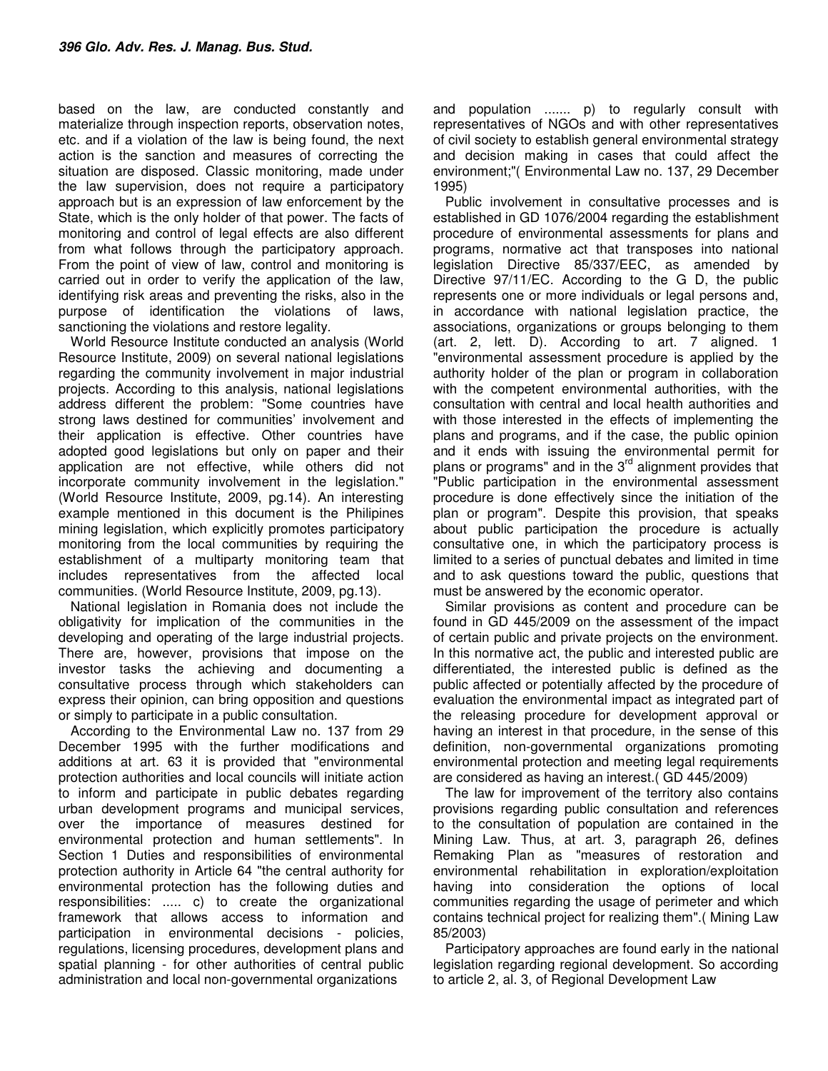based on the law, are conducted constantly and materialize through inspection reports, observation notes, etc. and if a violation of the law is being found, the next action is the sanction and measures of correcting the situation are disposed. Classic monitoring, made under the law supervision, does not require a participatory approach but is an expression of law enforcement by the State, which is the only holder of that power. The facts of monitoring and control of legal effects are also different from what follows through the participatory approach. From the point of view of law, control and monitoring is carried out in order to verify the application of the law, identifying risk areas and preventing the risks, also in the purpose of identification the violations of laws, sanctioning the violations and restore legality.

World Resource Institute conducted an analysis (World Resource Institute, 2009) on several national legislations regarding the community involvement in major industrial projects. According to this analysis, national legislations address different the problem: "Some countries have strong laws destined for communities' involvement and their application is effective. Other countries have adopted good legislations but only on paper and their application are not effective, while others did not incorporate community involvement in the legislation." (World Resource Institute, 2009, pg.14). An interesting example mentioned in this document is the Philipines mining legislation, which explicitly promotes participatory monitoring from the local communities by requiring the establishment of a multiparty monitoring team that includes representatives from the affected local communities. (World Resource Institute, 2009, pg.13).

National legislation in Romania does not include the obligativity for implication of the communities in the developing and operating of the large industrial projects. There are, however, provisions that impose on the investor tasks the achieving and documenting a consultative process through which stakeholders can express their opinion, can bring opposition and questions or simply to participate in a public consultation.

According to the Environmental Law no. 137 from 29 December 1995 with the further modifications and additions at art. 63 it is provided that "environmental protection authorities and local councils will initiate action to inform and participate in public debates regarding urban development programs and municipal services, over the importance of measures destined for environmental protection and human settlements". In Section 1 Duties and responsibilities of environmental protection authority in Article 64 "the central authority for environmental protection has the following duties and responsibilities: ..... c) to create the organizational framework that allows access to information and participation in environmental decisions - policies, regulations, licensing procedures, development plans and spatial planning - for other authorities of central public administration and local non-governmental organizations and population ....... p) to regularly consult with representatives of NGOs and with other representatives of civil society to establish general environmental strategy and decision making in cases that could affect the environment;"( Environmental Law no. 137, 29 December 1995)

Public involvement in consultative processes and is established in GD 1076/2004 regarding the establishment procedure of environmental assessments for plans and programs, normative act that transposes into national legislation Directive 85/337/EEC, as amended by Directive 97/11/EC. According to the G D, the public represents one or more individuals or legal persons and, in accordance with national legislation practice, the associations, organizations or groups belonging to them (art. 2, lett. D). According to art. 7 aligned. 1 "environmental assessment procedure is applied by the authority holder of the plan or program in collaboration with the competent environmental authorities, with the consultation with central and local health authorities and with those interested in the effects of implementing the plans and programs, and if the case, the public opinion and it ends with issuing the environmental permit for plans or programs" and in the 3rd alignment provides that "Public participation in the environmental assessment procedure is done effectively since the initiation of the plan or program". Despite this provision, that speaks about public participation the procedure is actually consultative one, in which the participatory process is limited to a series of punctual debates and limited in time and to ask questions toward the public, questions that must be answered by the economic operator.

Similar provisions as content and procedure can be found in GD 445/2009 on the assessment of the impact of certain public and private projects on the environment. In this normative act, the public and interested public are differentiated, the interested public is defined as the public affected or potentially affected by the procedure of evaluation the environmental impact as integrated part of the releasing procedure for development approval or having an interest in that procedure, in the sense of this definition, non-governmental organizations promoting environmental protection and meeting legal requirements are considered as having an interest.( GD 445/2009)

The law for improvement of the territory also contains provisions regarding public consultation and references to the consultation of population are contained in the Mining Law. Thus, at art. 3, paragraph 26, defines Remaking Plan as "measures of restoration and environmental rehabilitation in exploration/exploitation having into consideration the options of local communities regarding the usage of perimeter and which contains technical project for realizing them".( Mining Law 85/2003)

Participatory approaches are found early in the national legislation regarding regional development. So according to article 2, al. 3, of Regional Development Law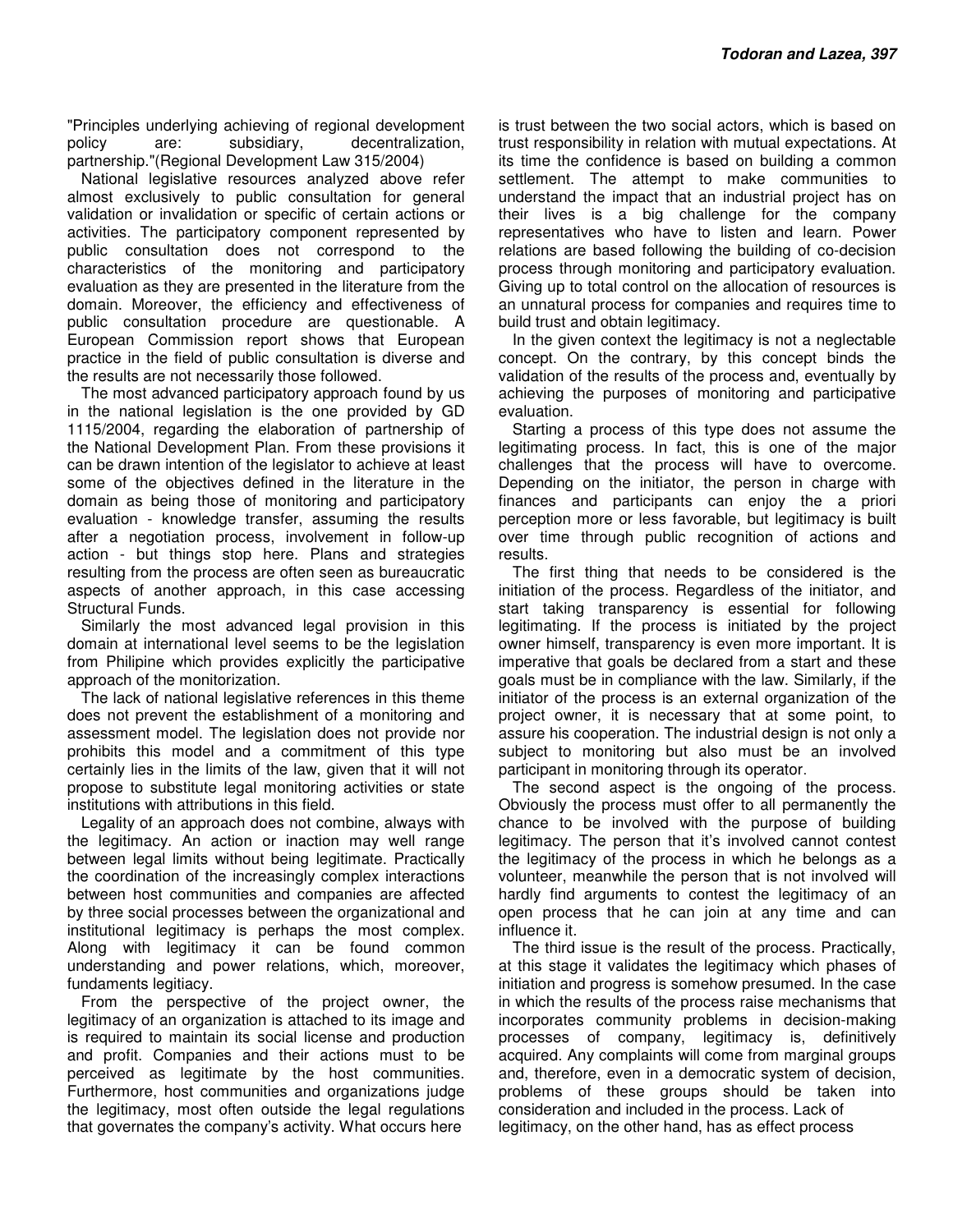"Principles underlying achieving of regional development policy are: subsidiary, decentralization, partnership."(Regional Development Law 315/2004)

National legislative resources analyzed above refer almost exclusively to public consultation for general validation or invalidation or specific of certain actions or activities. The participatory component represented by public consultation does not correspond to the characteristics of the monitoring and participatory evaluation as they are presented in the literature from the domain. Moreover, the efficiency and effectiveness of public consultation procedure are questionable. A European Commission report shows that European practice in the field of public consultation is diverse and the results are not necessarily those followed.

The most advanced participatory approach found by us in the national legislation is the one provided by GD 1115/2004, regarding the elaboration of partnership of the National Development Plan. From these provisions it can be drawn intention of the legislator to achieve at least some of the objectives defined in the literature in the domain as being those of monitoring and participatory evaluation - knowledge transfer, assuming the results after a negotiation process, involvement in follow-up action - but things stop here. Plans and strategies resulting from the process are often seen as bureaucratic aspects of another approach, in this case accessing Structural Funds.

Similarly the most advanced legal provision in this domain at international level seems to be the legislation from Philipine which provides explicitly the participative approach of the monitorization.

The lack of national legislative references in this theme does not prevent the establishment of a monitoring and assessment model. The legislation does not provide nor prohibits this model and a commitment of this type certainly lies in the limits of the law, given that it will not propose to substitute legal monitoring activities or state institutions with attributions in this field.

Legality of an approach does not combine, always with the legitimacy. An action or inaction may well range between legal limits without being legitimate. Practically the coordination of the increasingly complex interactions between host communities and companies are affected by three social processes between the organizational and institutional legitimacy is perhaps the most complex. Along with legitimacy it can be found common understanding and power relations, which, moreover, fundaments legitiacy.

From the perspective of the project owner, the legitimacy of an organization is attached to its image and is required to maintain its social license and production and profit. Companies and their actions must to be perceived as legitimate by the host communities. Furthermore, host communities and organizations judge the legitimacy, most often outside the legal regulations that governates the company's activity. What occurs here is trust between the two social actors, which is based on trust responsibility in relation with mutual expectations. At its time the confidence is based on building a common settlement. The attempt to make communities to understand the impact that an industrial project has on their lives is a big challenge for the company representatives who have to listen and learn. Power relations are based following the building of co-decision process through monitoring and participatory evaluation. Giving up to total control on the allocation of resources is an unnatural process for companies and requires time to build trust and obtain legitimacy.

In the given context the legitimacy is not a neglectable concept. On the contrary, by this concept binds the validation of the results of the process and, eventually by achieving the purposes of monitoring and participative evaluation.

Starting a process of this type does not assume the legitimating process. In fact, this is one of the major challenges that the process will have to overcome. Depending on the initiator, the person in charge with finances and participants can enjoy the a priori perception more or less favorable, but legitimacy is built over time through public recognition of actions and results.

The first thing that needs to be considered is the initiation of the process. Regardless of the initiator, and start taking transparency is essential for following legitimating. If the process is initiated by the project owner himself, transparency is even more important. It is imperative that goals be declared from a start and these goals must be in compliance with the law. Similarly, if the initiator of the process is an external organization of the project owner, it is necessary that at some point, to assure his cooperation. The industrial design is not only a subject to monitoring but also must be an involved participant in monitoring through its operator.

The second aspect is the ongoing of the process. Obviously the process must offer to all permanently the chance to be involved with the purpose of building legitimacy. The person that it's involved cannot contest the legitimacy of the process in which he belongs as a volunteer, meanwhile the person that is not involved will hardly find arguments to contest the legitimacy of an open process that he can join at any time and can influence it.

The third issue is the result of the process. Practically, at this stage it validates the legitimacy which phases of initiation and progress is somehow presumed. In the case in which the results of the process raise mechanisms that incorporates community problems in decision-making processes of company, legitimacy is, definitively acquired. Any complaints will come from marginal groups and, therefore, even in a democratic system of decision, problems of these groups should be taken into consideration and included in the process. Lack of legitimacy, on the other hand, has as effect process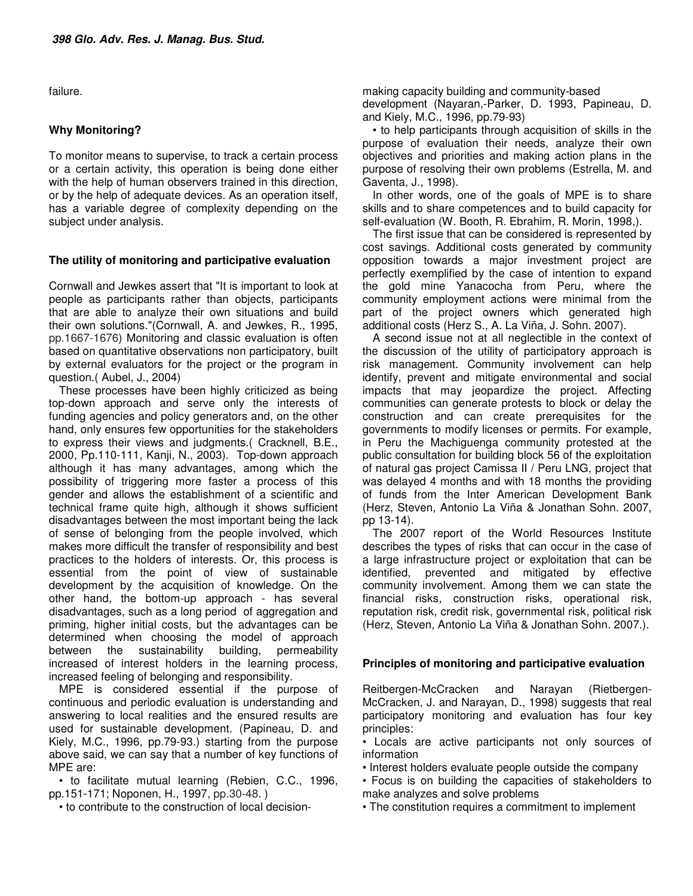failure.

## Why Monitoring?

To monitor means to supervise, to track a certain process or a certain activity, this operation is being done either with the help of human observers trained in this direction, or by the help of adequate devices. As an operation itself, has a variable degree of complexity depending on the subject under analysis.

## The utility of monitoring and participative evaluation

Cornwall and Jewkes assert that "It is important to look at people as participants rather than objects, participants that are able to analyze their own situations and build their own solutions."(Cornwall, A. and Jewkes, R., 1995, pp.1667-1676) Monitoring and classic evaluation is often based on quantitative observations non participatory, built by external evaluators for the project or the program in question.( Aubel, J., 2004)

These processes have been highly criticized as being top-down approach and serve only the interests of funding agencies and policy generators and, on the other hand, only ensures few opportunities for the stakeholders to express their views and judgments.( Cracknell, B.E., 2000, Pp.110-111, Kanji, N., 2003). Top-down approach although it has many advantages, among which the possibility of triggering more faster a process of this gender and allows the establishment of a scientific and technical frame quite high, although it shows sufficient disadvantages between the most important being the lack of sense of belonging from the people involved, which makes more difficult the transfer of responsibility and best practices to the holders of interests. Or, this process is essential from the point of view of sustainable development by the acquisition of knowledge. On the other hand, the bottom-up approach - has several disadvantages, such as a long period of aggregation and priming, higher initial costs, but the advantages can be determined when choosing the model of approach between the sustainability building, permeability increased of interest holders in the learning process, increased feeling of belonging and responsibility.

MPE is considered essential if the purpose of continuous and periodic evaluation is understanding and answering to local realities and the ensured results are used for sustainable development. (Papineau, D. and Kiely, M.C., 1996, pp.79-93.) starting from the purpose above said, we can say that a number of key functions of MPE are:

- to facilitate mutual learning (Rebien, C.C., 1996, pp.151-171; Noponen, H., 1997, pp.30-48. )
- to contribute to the construction of local decision-making capacity building and community-based development (Nayaran,-Parker, D. 1993, Papineau, D. and Kiely, M.C., 1996, pp.79-93)
- to help participants through acquisition of skills in the purpose of evaluation their needs, analyze their own objectives and priorities and making action plans in the purpose of resolving their own problems (Estrella, M. and Gaventa, J., 1998).

In other words, one of the goals of MPE is to share skills and to share competences and to build capacity for self-evaluation (W. Booth, R. Ebrahim, R. Morin, 1998,).

The first issue that can be considered is represented by cost savings. Additional costs generated by community opposition towards a major investment project are perfectly exemplified by the case of intention to expand the gold mine Yanacocha from Peru, where the community employment actions were minimal from the part of the project owners which generated high additional costs (Herz S., A. La Viña, J. Sohn. 2007).

A second issue not at all neglectible in the context of the discussion of the utility of participatory approach is risk management. Community involvement can help identify, prevent and mitigate environmental and social impacts that may jeopardize the project. Affecting communities can generate protests to block or delay the construction and can create prerequisites for the governments to modify licenses or permits. For example, in Peru the Machiguenga community protested at the public consultation for building block 56 of the exploitation of natural gas project Camissa II / Peru LNG, project that was delayed 4 months and with 18 months the providing of funds from the Inter American Development Bank (Herz, Steven, Antonio La Viña & Jonathan Sohn. 2007, pp 13-14).

The 2007 report of the World Resources Institute describes the types of risks that can occur in the case of a large infrastructure project or exploitation that can be identified, prevented and mitigated by effective community involvement. Among them we can state the financial risks, construction risks, operational risk, reputation risk, credit risk, governmental risk, political risk (Herz, Steven, Antonio La Viña & Jonathan Sohn. 2007.).

## Principles of monitoring and participative evaluation

Reitbergen-McCracken and Narayan (Rietbergen-McCracken, J. and Narayan, D., 1998) suggests that real participatory monitoring and evaluation has four key principles:

- Locals are active participants not only sources of information
- Interest holders evaluate people outside the company
- Focus is on building the capacities of stakeholders to make analyzes and solve problems
- The constitution requires a commitment to implement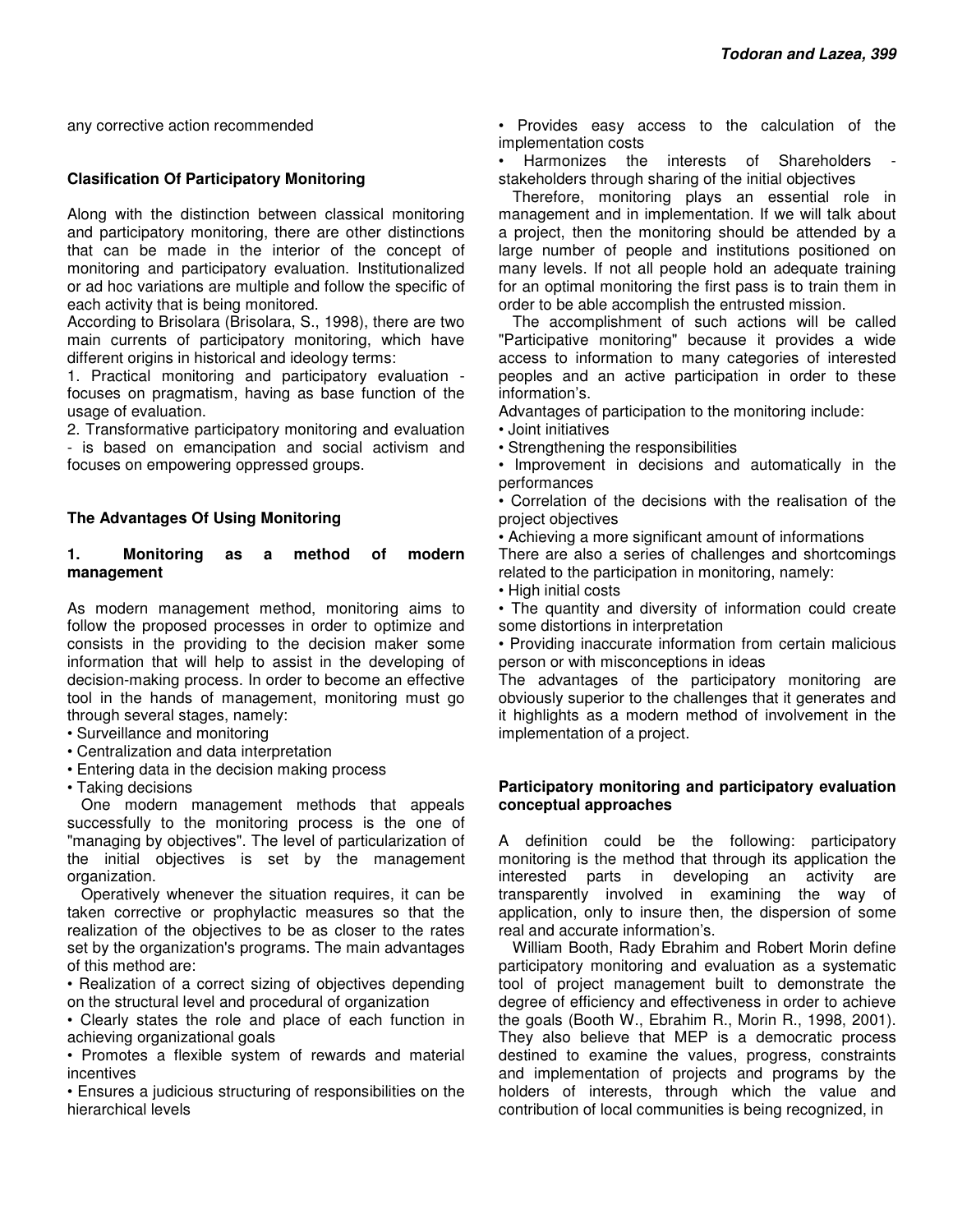any corrective action recommended

### Clasification Of Participatory Monitoring

Along with the distinction between classical monitoring and participatory monitoring, there are other distinctions that can be made in the interior of the concept of monitoring and participatory evaluation. Institutionalized or ad hoc variations are multiple and follow the specific of each activity that is being monitored.

According to Brisolara (Brisolara, S., 1998), there are two main currents of participatory monitoring, which have different origins in historical and ideology terms:

1. Practical monitoring and participatory evaluation - focuses on pragmatism, having as base function of the usage of evaluation.
2. Transformative participatory monitoring and evaluation - is based on emancipation and social activism and focuses on empowering oppressed groups.

### The Advantages Of Using Monitoring

#### 1. Monitoring as a method of modern management

As modern management method, monitoring aims to follow the proposed processes in order to optimize and consists in the providing to the decision maker some information that will help to assist in the developing of decision-making process. In order to become an effective tool in the hands of management, monitoring must go through several stages, namely:

- Surveillance and monitoring
- Centralization and data interpretation
- Entering data in the decision making process
- Taking decisions

One modern management methods that appeals successfully to the monitoring process is the one of "managing by objectives". The level of particularization of the initial objectives is set by the management organization.

Operatively whenever the situation requires, it can be taken corrective or prophylactic measures so that the realization of the objectives to be as closer to the rates set by the organization's programs. The main advantages of this method are:

- Realization of a correct sizing of objectives depending on the structural level and procedural of organization
- Clearly states the role and place of each function in achieving organizational goals
- Promotes a flexible system of rewards and material incentives
- Ensures a judicious structuring of responsibilities on the hierarchical levels
- Provides easy access to the calculation of the implementation costs
- Harmonizes the interests of Shareholders - stakeholders through sharing of the initial objectives

Therefore, monitoring plays an essential role in management and in implementation. If we will talk about a project, then the monitoring should be attended by a large number of people and institutions positioned on many levels. If not all people hold an adequate training for an optimal monitoring the first pass is to train them in order to be able accomplish the entrusted mission.

The accomplishment of such actions will be called "Participative monitoring" because it provides a wide access to information to many categories of interested peoples and an active participation in order to these information's.

Advantages of participation to the monitoring include:

- Joint initiatives
- Strengthening the responsibilities
- Improvement in decisions and automatically in the performances
- Correlation of the decisions with the realisation of the project objectives
- Achieving a more significant amount of informations

There are also a series of challenges and shortcomings related to the participation in monitoring, namely:

- High initial costs
- The quantity and diversity of information could create some distortions in interpretation
- Providing inaccurate information from certain malicious person or with misconceptions in ideas

The advantages of the participatory monitoring are obviously superior to the challenges that it generates and it highlights as a modern method of involvement in the implementation of a project.

### Participatory monitoring and participatory evaluation conceptual approaches

A definition could be the following: participatory monitoring is the method that through its application the interested parts in developing an activity are transparently involved in examining the way of application, only to insure then, the dispersion of some real and accurate information's.

William Booth, Rady Ebrahim and Robert Morin define participatory monitoring and evaluation as a systematic tool of project management built to demonstrate the degree of efficiency and effectiveness in order to achieve the goals (Booth W., Ebrahim R., Morin R., 1998, 2001). They also believe that MEP is a democratic process destined to examine the values, progress, constraints and implementation of projects and programs by the holders of interests, through which the value and contribution of local communities is being recognized, in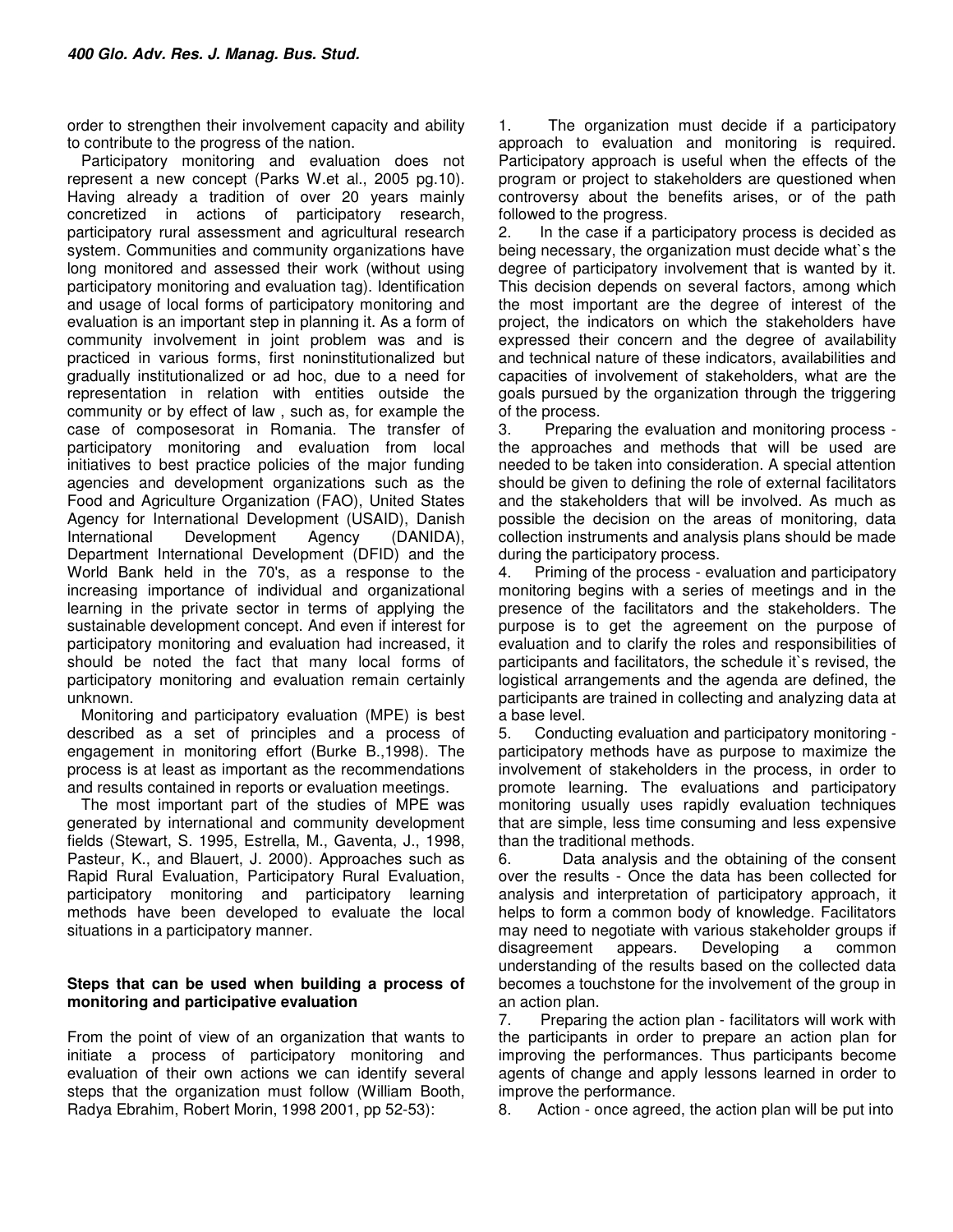order to strengthen their involvement capacity and ability to contribute to the progress of the nation.

Participatory monitoring and evaluation does not represent a new concept (Parks W.et al., 2005 pg.10). Having already a tradition of over 20 years mainly concretized in actions of participatory research, participatory rural assessment and agricultural research system. Communities and community organizations have long monitored and assessed their work (without using participatory monitoring and evaluation tag). Identification and usage of local forms of participatory monitoring and evaluation is an important step in planning it. As a form of community involvement in joint problem was and is practiced in various forms, first noninstitutionalized but gradually institutionalized or ad hoc, due to a need for representation in relation with entities outside the community or by effect of law , such as, for example the case of composesorat in Romania. The transfer of participatory monitoring and evaluation from local initiatives to best practice policies of the major funding agencies and development organizations such as the Food and Agriculture Organization (FAO), United States Agency for International Development (USAID), Danish International Development Agency (DANIDA), Department International Development (DFID) and the World Bank held in the 70's, as a response to the increasing importance of individual and organizational learning in the private sector in terms of applying the sustainable development concept. And even if interest for participatory monitoring and evaluation had increased, it should be noted the fact that many local forms of participatory monitoring and evaluation remain certainly unknown.

Monitoring and participatory evaluation (MPE) is best described as a set of principles and a process of engagement in monitoring effort (Burke B.,1998). The process is at least as important as the recommendations and results contained in reports or evaluation meetings.

The most important part of the studies of MPE was generated by international and community development fields (Stewart, S. 1995, Estrella, M., Gaventa, J., 1998, Pasteur, K., and Blauert, J. 2000). Approaches such as Rapid Rural Evaluation, Participatory Rural Evaluation, participatory monitoring and participatory learning methods have been developed to evaluate the local situations in a participatory manner.

**Steps that can be used when building a process of monitoring and participative evaluation**

From the point of view of an organization that wants to initiate a process of participatory monitoring and evaluation of their own actions we can identify several steps that the organization must follow (William Booth, Radya Ebrahim, Robert Morin, 1998 2001, pp 52-53):

1. The organization must decide if a participatory approach to evaluation and monitoring is required. Participatory approach is useful when the effects of the program or project to stakeholders are questioned when controversy about the benefits arises, or of the path followed to the progress.
2. In the case if a participatory process is decided as being necessary, the organization must decide what`s the degree of participatory involvement that is wanted by it. This decision depends on several factors, among which the most important are the degree of interest of the project, the indicators on which the stakeholders have expressed their concern and the degree of availability and technical nature of these indicators, availabilities and capacities of involvement of stakeholders, what are the goals pursued by the organization through the triggering of the process.
3. Preparing the evaluation and monitoring process - the approaches and methods that will be used are needed to be taken into consideration. A special attention should be given to defining the role of external facilitators and the stakeholders that will be involved. As much as possible the decision on the areas of monitoring, data collection instruments and analysis plans should be made during the participatory process.
4. Priming of the process - evaluation and participatory monitoring begins with a series of meetings and in the presence of the facilitators and the stakeholders. The purpose is to get the agreement on the purpose of evaluation and to clarify the roles and responsibilities of participants and facilitators, the schedule it`s revised, the logistical arrangements and the agenda are defined, the participants are trained in collecting and analyzing data at a base level.
5. Conducting evaluation and participatory monitoring - participatory methods have as purpose to maximize the involvement of stakeholders in the process, in order to promote learning. The evaluations and participatory monitoring usually uses rapidly evaluation techniques that are simple, less time consuming and less expensive than the traditional methods.
6. Data analysis and the obtaining of the consent over the results - Once the data has been collected for analysis and interpretation of participatory approach, it helps to form a common body of knowledge. Facilitators may need to negotiate with various stakeholder groups if disagreement appears. Developing a common understanding of the results based on the collected data becomes a touchstone for the involvement of the group in an action plan.
7. Preparing the action plan - facilitators will work with the participants in order to prepare an action plan for improving the performances. Thus participants become agents of change and apply lessons learned in order to improve the performance.
8. Action - once agreed, the action plan will be put into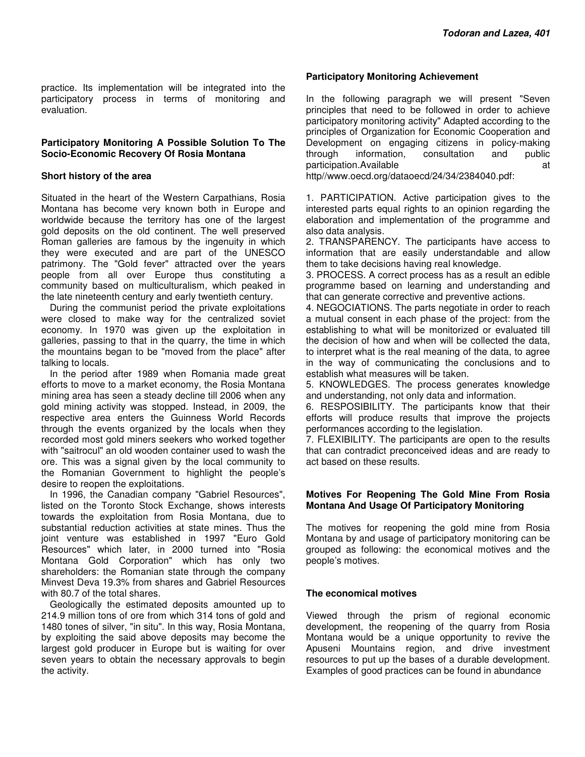practice. Its implementation will be integrated into the participatory process in terms of monitoring and evaluation.

### Participatory Monitoring A Possible Solution To The Socio-Economic Recovery Of Rosia Montana

### Short history of the area

Situated in the heart of the Western Carpathians, Rosia Montana has become very known both in Europe and worldwide because the territory has one of the largest gold deposits on the old continent. The well preserved Roman galleries are famous by the ingenuity in which they were executed and are part of the UNESCO patrimony. The "Gold fever" attracted over the years people from all over Europe thus constituting a community based on multiculturalism, which peaked in the late nineteenth century and early twentieth century.

During the communist period the private exploitations were closed to make way for the centralized soviet economy. In 1970 was given up the exploitation in galleries, passing to that in the quarry, the time in which the mountains began to be "moved from the place" after talking to locals.

In the period after 1989 when Romania made great efforts to move to a market economy, the Rosia Montana mining area has seen a steady decline till 2006 when any gold mining activity was stopped. Instead, in 2009, the respective area enters the Guinness World Records through the events organized by the locals when they recorded most gold miners seekers who worked together with "saitrocul" an old wooden container used to wash the ore. This was a signal given by the local community to the Romanian Government to highlight the people's desire to reopen the exploitations.

In 1996, the Canadian company "Gabriel Resources", listed on the Toronto Stock Exchange, shows interests towards the exploitation from Rosia Montana, due to substantial reduction activities at state mines. Thus the joint venture was established in 1997 "Euro Gold Resources" which later, in 2000 turned into "Rosia Montana Gold Corporation" which has only two shareholders: the Romanian state through the company Minvest Deva 19.3% from shares and Gabriel Resources with 80.7 of the total shares.

Geologically the estimated deposits amounted up to 214.9 million tons of ore from which 314 tons of gold and 1480 tones of silver, "in situ". In this way, Rosia Montana, by exploiting the said above deposits may become the largest gold producer in Europe but is waiting for over seven years to obtain the necessary approvals to begin the activity.

### Participatory Monitoring Achievement

In the following paragraph we will present "Seven principles that need to be followed in order to achieve participatory monitoring activity" Adapted according to the principles of Organization for Economic Cooperation and Development on engaging citizens in policy-making through information, consultation and public participation.Available at http//www.oecd.org/dataoecd/24/34/2384040.pdf:

1. PARTICIPATION. Active participation gives to the interested parts equal rights to an opinion regarding the elaboration and implementation of the programme and also data analysis.
2. TRANSPARENCY. The participants have access to information that are easily understandable and allow them to take decisions having real knowledge.
3. PROCESS. A correct process has as a result an edible programme based on learning and understanding and that can generate corrective and preventive actions.
4. NEGOCIATIONS. The parts negotiate in order to reach a mutual consent in each phase of the project: from the establishing to what will be monitorized or evaluated till the decision of how and when will be collected the data, to interpret what is the real meaning of the data, to agree in the way of communicating the conclusions and to establish what measures will be taken.
5. KNOWLEDGES. The process generates knowledge and understanding, not only data and information.
6. RESPOSIBILITY. The participants know that their efforts will produce results that improve the projects performances according to the legislation.
7. FLEXIBILITY. The participants are open to the results that can contradict preconceived ideas and are ready to act based on these results.

### Motives For Reopening The Gold Mine From Rosia Montana And Usage Of Participatory Monitoring

The motives for reopening the gold mine from Rosia Montana by and usage of participatory monitoring can be grouped as following: the economical motives and the people's motives.

### The economical motives

Viewed through the prism of regional economic development, the reopening of the quarry from Rosia Montana would be a unique opportunity to revive the Apuseni Mountains region, and drive investment resources to put up the bases of a durable development. Examples of good practices can be found in abundance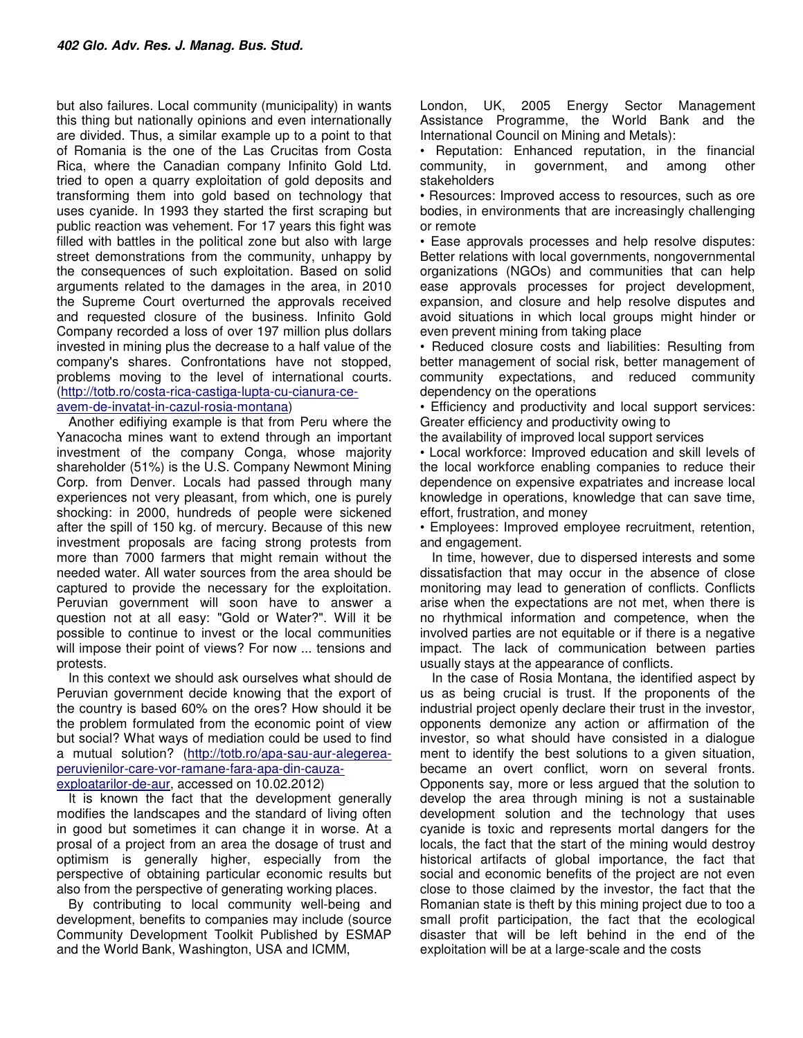but also failures. Local community (municipality) in wants this thing but nationally opinions and even internationally are divided. Thus, a similar example up to a point to that of Romania is the one of the Las Crucitas from Costa Rica, where the Canadian company Infinito Gold Ltd. tried to open a quarry exploitation of gold deposits and transforming them into gold based on technology that uses cyanide. In 1993 they started the first scraping but public reaction was vehement. For 17 years this fight was filled with battles in the political zone but also with large street demonstrations from the community, unhappy by the consequences of such exploitation. Based on solid arguments related to the damages in the area, in 2010 the Supreme Court overturned the approvals received and requested closure of the business. Infinito Gold Company recorded a loss of over 197 million plus dollars invested in mining plus the decrease to a half value of the company's shares. Confrontations have not stopped, problems moving to the level of international courts. (http://totb.ro/costa-rica-castiga-lupta-cu-cianura-ce-avem-de-invatat-in-cazul-rosia-montana)

Another edifiying example is that from Peru where the Yanacocha mines want to extend through an important investment of the company Conga, whose majority shareholder (51%) is the U.S. Company Newmont Mining Corp. from Denver. Locals had passed through many experiences not very pleasant, from which, one is purely shocking: in 2000, hundreds of people were sickened after the spill of 150 kg. of mercury. Because of this new investment proposals are facing strong protests from more than 7000 farmers that might remain without the needed water. All water sources from the area should be captured to provide the necessary for the exploitation. Peruvian government will soon have to answer a question not at all easy: "Gold or Water?". Will it be possible to continue to invest or the local communities will impose their point of views? For now ... tensions and protests.

In this context we should ask ourselves what should de Peruvian government decide knowing that the export of the country is based 60% on the ores? How should it be the problem formulated from the economic point of view but social? What ways of mediation could be used to find a mutual solution? (http://totb.ro/apa-sau-aur-alegerea-peruvienilor-care-vor-ramane-fara-apa-din-cauza-exploatarilor-de-aur, accessed on 10.02.2012)

It is known the fact that the development generally modifies the landscapes and the standard of living often in good but sometimes it can change it in worse. At a prosal of a project from an area the dosage of trust and optimism is generally higher, especially from the perspective of obtaining particular economic results but also from the perspective of generating working places.

By contributing to local community well-being and development, benefits to companies may include (source Community Development Toolkit Published by ESMAP and the World Bank, Washington, USA and ICMM, London, UK, 2005 Energy Sector Management Assistance Programme, the World Bank and the International Council on Mining and Metals):

- Reputation: Enhanced reputation, in the financial community, in government, and among other stakeholders
- Resources: Improved access to resources, such as ore bodies, in environments that are increasingly challenging or remote
- Ease approvals processes and help resolve disputes: Better relations with local governments, nongovernmental organizations (NGOs) and communities that can help ease approvals processes for project development, expansion, and closure and help resolve disputes and avoid situations in which local groups might hinder or even prevent mining from taking place
- Reduced closure costs and liabilities: Resulting from better management of social risk, better management of community expectations, and reduced community dependency on the operations
- Efficiency and productivity and local support services: Greater efficiency and productivity owing to the availability of improved local support services
- Local workforce: Improved education and skill levels of the local workforce enabling companies to reduce their dependence on expensive expatriates and increase local knowledge in operations, knowledge that can save time, effort, frustration, and money
- Employees: Improved employee recruitment, retention, and engagement.

In time, however, due to dispersed interests and some dissatisfaction that may occur in the absence of close monitoring may lead to generation of conflicts. Conflicts arise when the expectations are not met, when there is no rhythmical information and competence, when the involved parties are not equitable or if there is a negative impact. The lack of communication between parties usually stays at the appearance of conflicts.

In the case of Rosia Montana, the identified aspect by us as being crucial is trust. If the proponents of the industrial project openly declare their trust in the investor, opponents demonize any action or affirmation of the investor, so what should have consisted in a dialogue ment to identify the best solutions to a given situation, became an overt conflict, worn on several fronts. Opponents say, more or less argued that the solution to develop the area through mining is not a sustainable development solution and the technology that uses cyanide is toxic and represents mortal dangers for the locals, the fact that the start of the mining would destroy historical artifacts of global importance, the fact that social and economic benefits of the project are not even close to those claimed by the investor, the fact that the Romanian state is theft by this mining project due to too a small profit participation, the fact that the ecological disaster that will be left behind in the end of the exploitation will be at a large-scale and the costs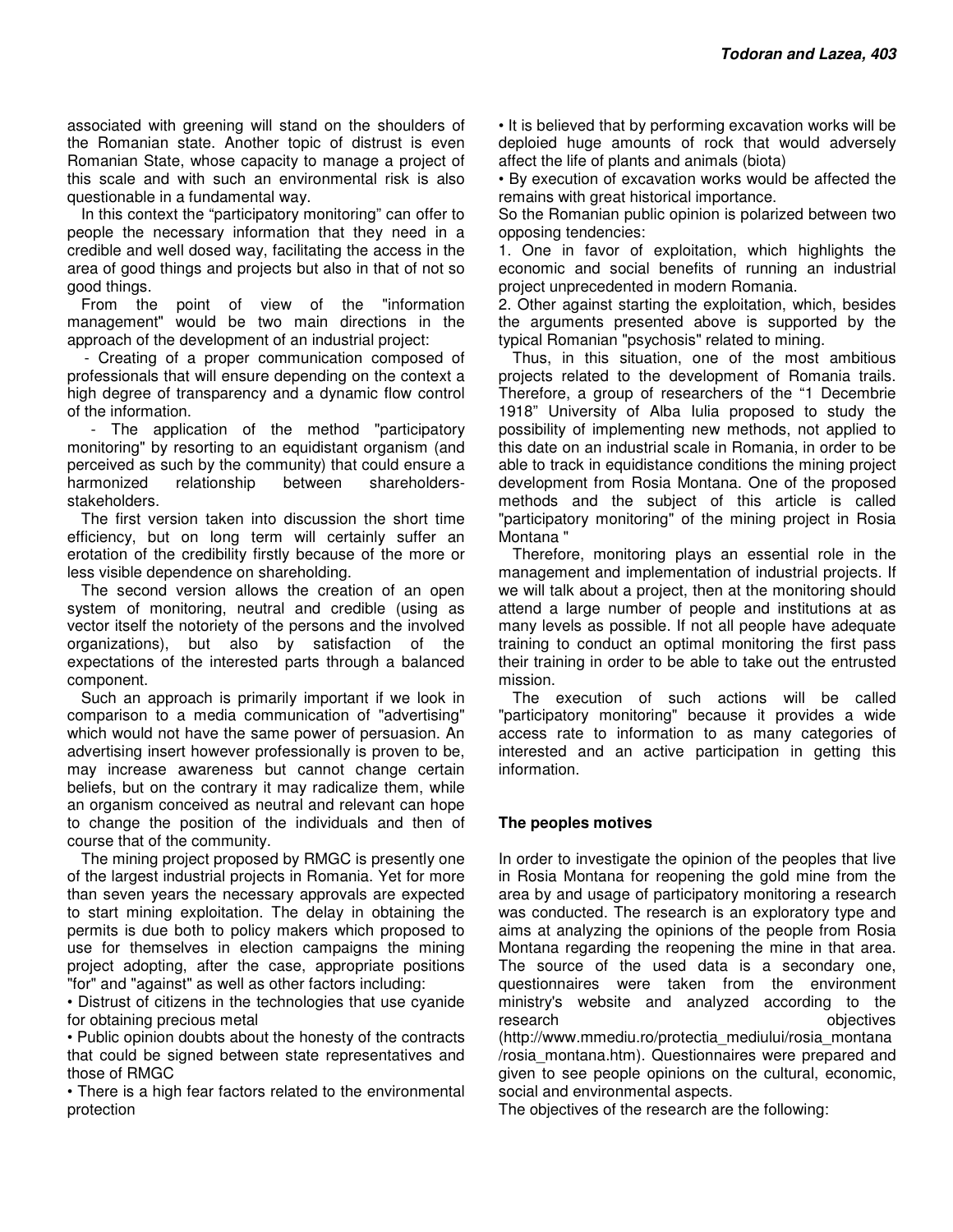associated with greening will stand on the shoulders of the Romanian state. Another topic of distrust is even Romanian State, whose capacity to manage a project of this scale and with such an environmental risk is also questionable in a fundamental way.

In this context the "participatory monitoring" can offer to people the necessary information that they need in a credible and well dosed way, facilitating the access in the area of good things and projects but also in that of not so good things.

From the point of view of the "information management" would be two main directions in the approach of the development of an industrial project:

- Creating of a proper communication composed of professionals that will ensure depending on the context a high degree of transparency and a dynamic flow control of the information.
- The application of the method "participatory monitoring" by resorting to an equidistant organism (and perceived as such by the community) that could ensure a harmonized relationship between shareholders-stakeholders.

The first version taken into discussion the short time efficiency, but on long term will certainly suffer an erotation of the credibility firstly because of the more or less visible dependence on shareholding.

The second version allows the creation of an open system of monitoring, neutral and credible (using as vector itself the notoriety of the persons and the involved organizations), but also by satisfaction of the expectations of the interested parts through a balanced component.

Such an approach is primarily important if we look in comparison to a media communication of "advertising" which would not have the same power of persuasion. An advertising insert however professionally is proven to be, may increase awareness but cannot change certain beliefs, but on the contrary it may radicalize them, while an organism conceived as neutral and relevant can hope to change the position of the individuals and then of course that of the community.

The mining project proposed by RMGC is presently one of the largest industrial projects in Romania. Yet for more than seven years the necessary approvals are expected to start mining exploitation. The delay in obtaining the permits is due both to policy makers which proposed to use for themselves in election campaigns the mining project adopting, after the case, appropriate positions "for" and "against" as well as other factors including:

• Distrust of citizens in the technologies that use cyanide for obtaining precious metal
• Public opinion doubts about the honesty of the contracts that could be signed between state representatives and those of RMGC
• There is a high fear factors related to the environmental protection
• It is believed that by performing excavation works will be deploied huge amounts of rock that would adversely affect the life of plants and animals (biota)
• By execution of excavation works would be affected the remains with great historical importance.

So the Romanian public opinion is polarized between two opposing tendencies:

1. One in favor of exploitation, which highlights the economic and social benefits of running an industrial project unprecedented in modern Romania.
2. Other against starting the exploitation, which, besides the arguments presented above is supported by the typical Romanian "psychosis" related to mining.

Thus, in this situation, one of the most ambitious projects related to the development of Romania trails. Therefore, a group of researchers of the "1 Decembrie 1918" University of Alba Iulia proposed to study the possibility of implementing new methods, not applied to this date on an industrial scale in Romania, in order to be able to track in equidistance conditions the mining project development from Rosia Montana. One of the proposed methods and the subject of this article is called "participatory monitoring" of the mining project in Rosia Montana "

Therefore, monitoring plays an essential role in the management and implementation of industrial projects. If we will talk about a project, then at the monitoring should attend a large number of people and institutions at as many levels as possible. If not all people have adequate training to conduct an optimal monitoring the first pass their training in order to be able to take out the entrusted mission.

The execution of such actions will be called "participatory monitoring" because it provides a wide access rate to information to as many categories of interested and an active participation in getting this information.

## The peoples motives

In order to investigate the opinion of the peoples that live in Rosia Montana for reopening the gold mine from the area by and usage of participatory monitoring a research was conducted. The research is an exploratory type and aims at analyzing the opinions of the people from Rosia Montana regarding the reopening the mine in that area. The source of the used data is a secondary one, questionnaires were taken from the environment ministry's website and analyzed according to the research objectives (http://www.mmediu.ro/protectia_mediului/rosia_montana/rosia_montana.htm). Questionnaires were prepared and given to see people opinions on the cultural, economic, social and environmental aspects.

The objectives of the research are the following: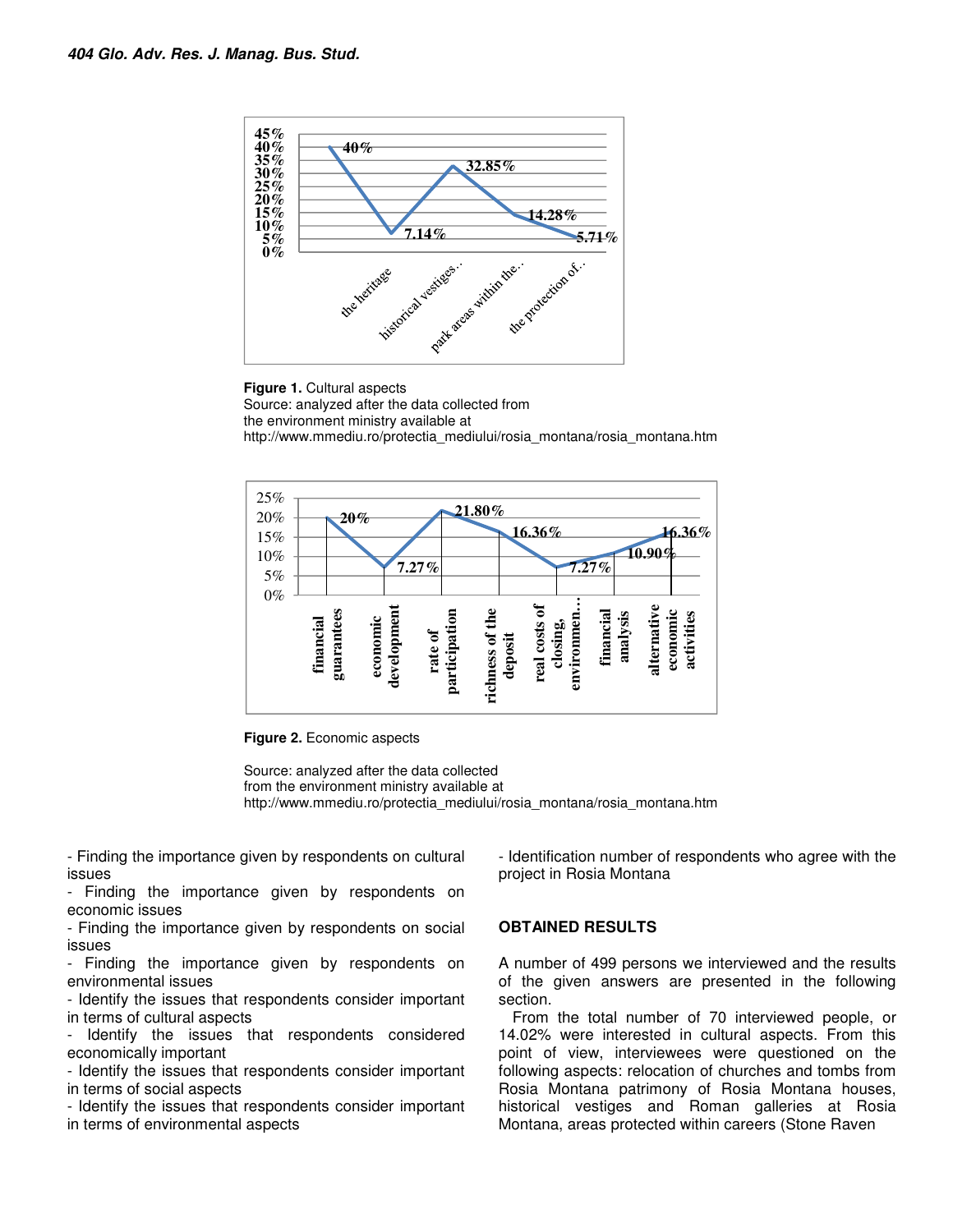**Figure 1.** Cultural aspects
Source: analyzed after the data collected from the environment ministry available at http://www.mmediu.ro/protectia_mediului/rosia_montana/rosia_montana.htm

**Figure 2.** Economic aspects

Source: analyzed after the data collected from the environment ministry available at http://www.mmediu.ro/protectia_mediului/rosia_montana/rosia_montana.htm

- Finding the importance given by respondents on cultural issues
- Finding the importance given by respondents on economic issues
- Finding the importance given by respondents on social issues
- Finding the importance given by respondents on environmental issues
- Identify the issues that respondents consider important in terms of cultural aspects
- Identify the issues that respondents considered economically important
- Identify the issues that respondents consider important in terms of social aspects
- Identify the issues that respondents consider important in terms of environmental aspects
- Identification number of respondents who agree with the project in Rosia Montana

## OBTAINED RESULTS

A number of 499 persons we interviewed and the results of the given answers are presented in the following section.

From the total number of 70 interviewed people, or 14.02% were interested in cultural aspects. From this point of view, interviewees were questioned on the following aspects: relocation of churches and tombs from Rosia Montana patrimony of Rosia Montana houses, historical vestiges and Roman galleries at Rosia Montana, areas protected within careers (Stone Raven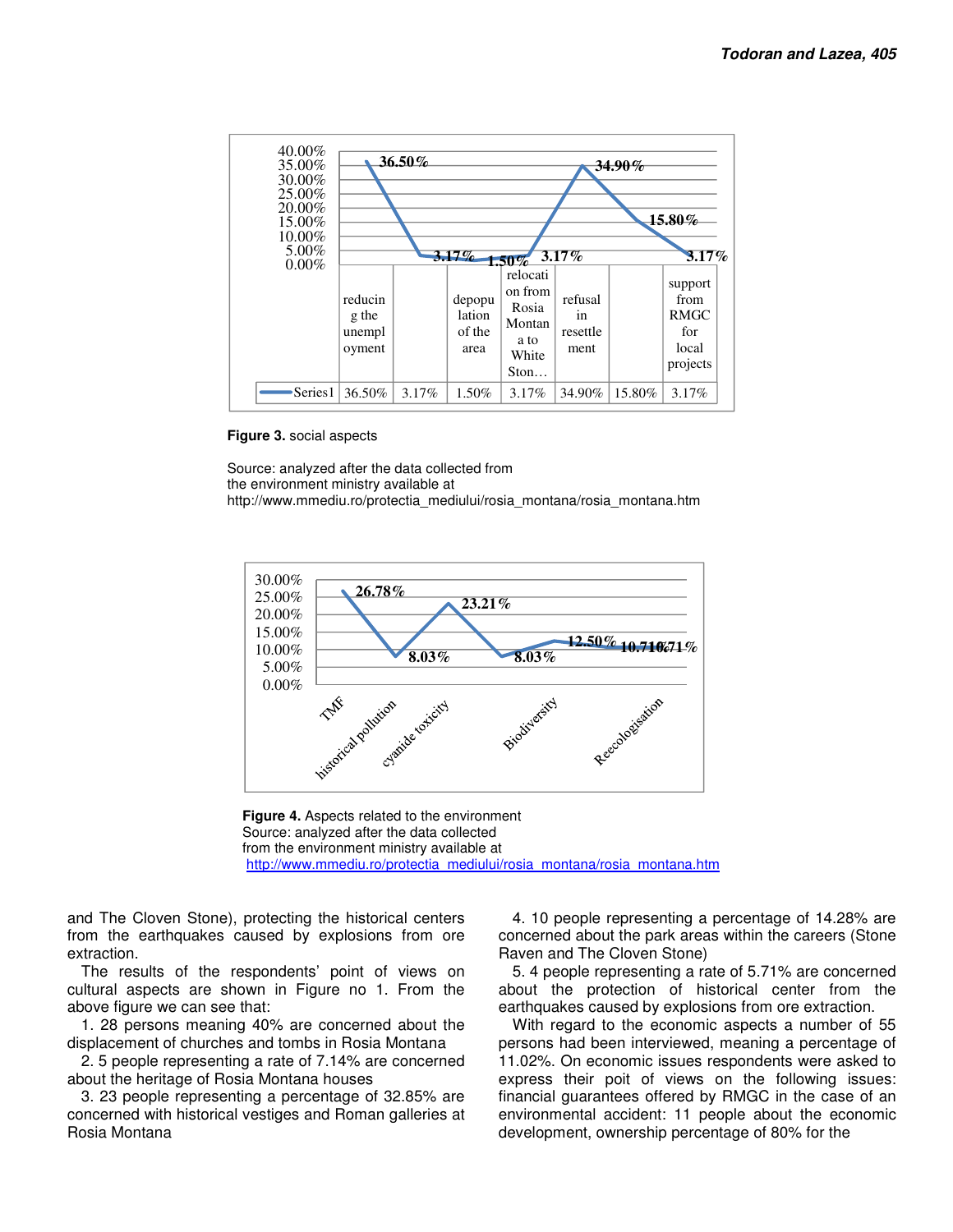40.00%
35.00%
30.00%
25.00%
20.00%
15.00%
10.00%
5.00%
0.00%

36.50%
3.17%
1.50%
3.17%
34.90%
15.80%
3.17%

reducing the unemployment
depopulation of the area
relocation from Rosia Montana to White Ston…
refusal in resettlement
support from RMGC for local projects

Series1 36.50% 3.17% 1.50% 3.17% 34.90% 15.80% 3.17%

**Figure 3.** social aspects

Source: analyzed after the data collected from the environment ministry available at http://www.mmediu.ro/protectia_mediului/rosia_montana/rosia_montana.htm

30.00%
25.00%
20.00%
15.00%
10.00%
5.00%
0.00%

26.78%
8.03%
23.21%
8.03%
12.50%
10.71%
10.71%

TMF
historical pollution
cyanide toxicity
Biodiversity
Reecologisation

**Figure 4.** Aspects related to the environment
Source: analyzed after the data collected from the environment ministry available at
http://www.mmediu.ro/protectia_mediului/rosia_montana/rosia_montana.htm

and The Cloven Stone), protecting the historical centers from the earthquakes caused by explosions from ore extraction.

The results of the respondents' point of views on cultural aspects are shown in Figure no 1. From the above figure we can see that:

1. 28 persons meaning 40% are concerned about the displacement of churches and tombs in Rosia Montana
2. 5 people representing a rate of 7.14% are concerned about the heritage of Rosia Montana houses
3. 23 people representing a percentage of 32.85% are concerned with historical vestiges and Roman galleries at Rosia Montana
4. 10 people representing a percentage of 14.28% are concerned about the park areas within the careers (Stone Raven and The Cloven Stone)
5. 4 people representing a rate of 5.71% are concerned about the protection of historical center from the earthquakes caused by explosions from ore extraction.

With regard to the economic aspects a number of 55 persons had been interviewed, meaning a percentage of 11.02%. On economic issues respondents were asked to express their poit of views on the following issues: financial guarantees offered by RMGC in the case of an environmental accident: 11 people about the economic development, ownership percentage of 80% for the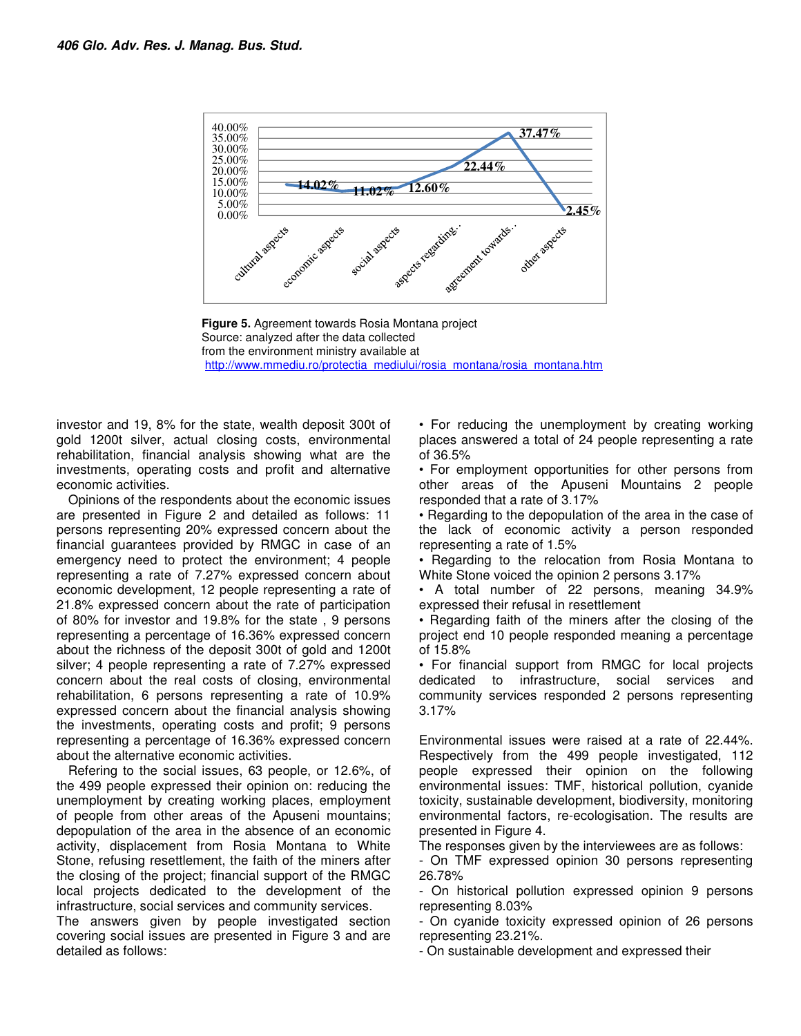40.00%
35.00%
30.00%
25.00%
20.00%
15.00%
10.00%
5.00%
0.00%

14.02%
11.02%
12.60%
22.44%
37.47%
2.45%

cultural aspects
economic aspects
social aspects
aspects regarding..
agreement towards..
other aspects

**Figure 5.** Agreement towards Rosia Montana project
Source: analyzed after the data collected
from the environment ministry available at
http://www.mmediu.ro/protectia_mediului/rosia_montana/rosia_montana.htm

investor and 19, 8% for the state, wealth deposit 300t of gold 1200t silver, actual closing costs, environmental rehabilitation, financial analysis showing what are the investments, operating costs and profit and alternative economic activities.

Opinions of the respondents about the economic issues are presented in Figure 2 and detailed as follows: 11 persons representing 20% expressed concern about the financial guarantees provided by RMGC in case of an emergency need to protect the environment; 4 people representing a rate of 7.27% expressed concern about economic development, 12 people representing a rate of 21.8% expressed concern about the rate of participation of 80% for investor and 19.8% for the state , 9 persons representing a percentage of 16.36% expressed concern about the richness of the deposit 300t of gold and 1200t silver; 4 people representing a rate of 7.27% expressed concern about the real costs of closing, environmental rehabilitation, 6 persons representing a rate of 10.9% expressed concern about the financial analysis showing the investments, operating costs and profit; 9 persons representing a percentage of 16.36% expressed concern about the alternative economic activities.

Refering to the social issues, 63 people, or 12.6%, of the 499 people expressed their opinion on: reducing the unemployment by creating working places, employment of people from other areas of the Apuseni mountains; depopulation of the area in the absence of an economic activity, displacement from Rosia Montana to White Stone, refusing resettlement, the faith of the miners after the closing of the project; financial support of the RMGC local projects dedicated to the development of the infrastructure, social services and community services.
The answers given by people investigated section covering social issues are presented in Figure 3 and are detailed as follows:

- For reducing the unemployment by creating working places answered a total of 24 people representing a rate of 36.5%
- For employment opportunities for other persons from other areas of the Apuseni Mountains 2 people responded that a rate of 3.17%
- Regarding to the depopulation of the area in the case of the lack of economic activity a person responded representing a rate of 1.5%
- Regarding to the relocation from Rosia Montana to White Stone voiced the opinion 2 persons 3.17%
- A total number of 22 persons, meaning 34.9% expressed their refusal in resettlement
- Regarding faith of the miners after the closing of the project end 10 people responded meaning a percentage of 15.8%
- For financial support from RMGC for local projects dedicated to infrastructure, social services and community services responded 2 persons representing 3.17%

Environmental issues were raised at a rate of 22.44%. Respectively from the 499 people investigated, 112 people expressed their opinion on the following environmental issues: TMF, historical pollution, cyanide toxicity, sustainable development, biodiversity, monitoring environmental factors, re-ecologisation. The results are presented in Figure 4.
The responses given by the interviewees are as follows:
- On TMF expressed opinion 30 persons representing 26.78%
- On historical pollution expressed opinion 9 persons representing 8.03%
- On cyanide toxicity expressed opinion of 26 persons representing 23.21%.
- On sustainable development and expressed their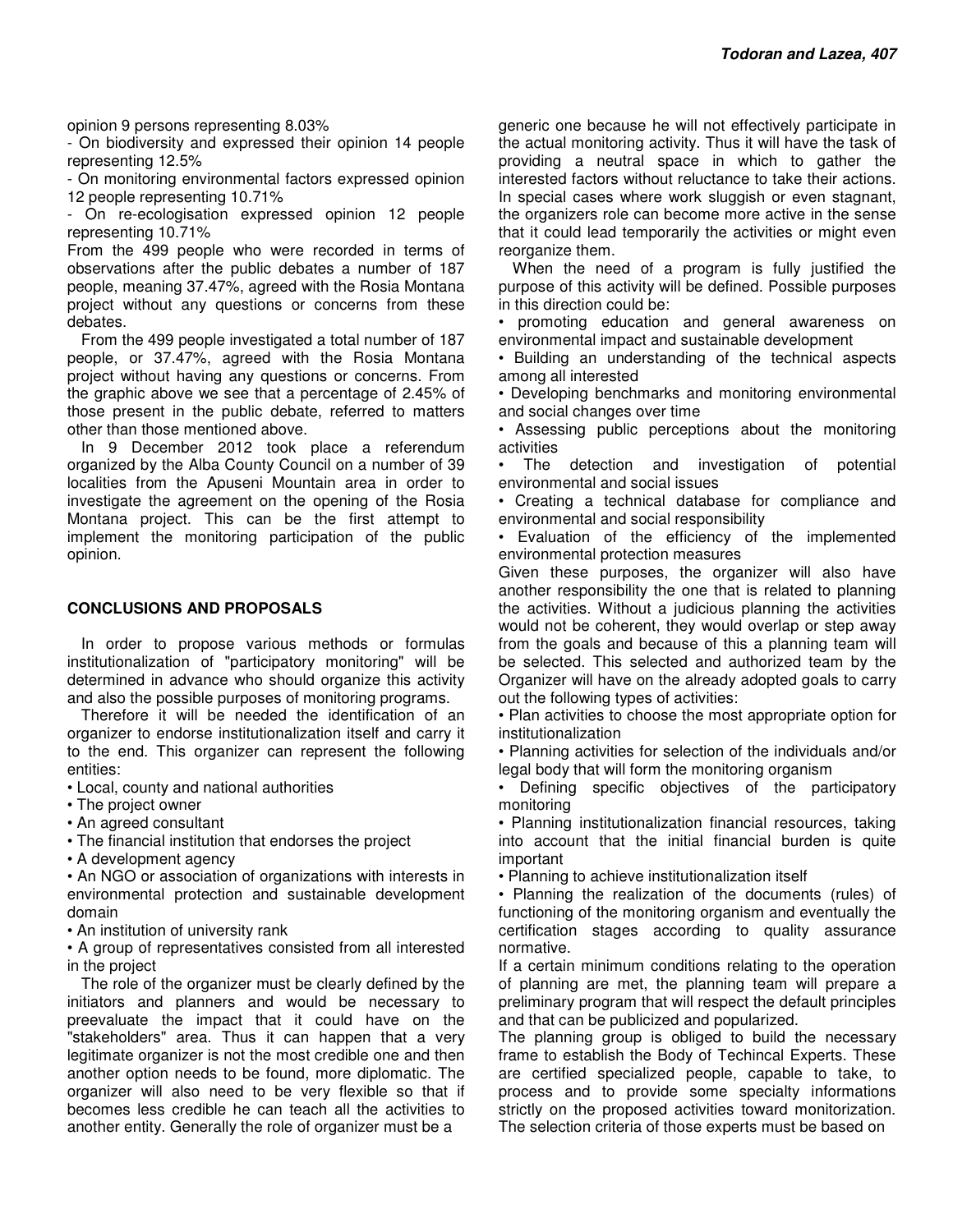opinion 9 persons representing 8.03%

- On biodiversity and expressed their opinion 14 people representing 12.5%
- On monitoring environmental factors expressed opinion 12 people representing 10.71%
- On re-ecologisation expressed opinion 12 people representing 10.71%

From the 499 people who were recorded in terms of observations after the public debates a number of 187 people, meaning 37.47%, agreed with the Rosia Montana project without any questions or concerns from these debates.

From the 499 people investigated a total number of 187 people, or 37.47%, agreed with the Rosia Montana project without having any questions or concerns. From the graphic above we see that a percentage of 2.45% of those present in the public debate, referred to matters other than those mentioned above.

In 9 December 2012 took place a referendum organized by the Alba County Council on a number of 39 localities from the Apuseni Mountain area in order to investigate the agreement on the opening of the Rosia Montana project. This can be the first attempt to implement the monitoring participation of the public opinion.

## CONCLUSIONS AND PROPOSALS

In order to propose various methods or formulas institutionalization of "participatory monitoring" will be determined in advance who should organize this activity and also the possible purposes of monitoring programs.

Therefore it will be needed the identification of an organizer to endorse institutionalization itself and carry it to the end. This organizer can represent the following entities:

- Local, county and national authorities
- The project owner
- An agreed consultant
- The financial institution that endorses the project
- A development agency
- An NGO or association of organizations with interests in environmental protection and sustainable development domain
- An institution of university rank
- A group of representatives consisted from all interested in the project

The role of the organizer must be clearly defined by the initiators and planners and would be necessary to preevaluate the impact that it could have on the "stakeholders" area. Thus it can happen that a very legitimate organizer is not the most credible one and then another option needs to be found, more diplomatic. The organizer will also need to be very flexible so that if becomes less credible he can teach all the activities to another entity. Generally the role of organizer must be a generic one because he will not effectively participate in the actual monitoring activity. Thus it will have the task of providing a neutral space in which to gather the interested factors without reluctance to take their actions. In special cases where work sluggish or even stagnant, the organizers role can become more active in the sense that it could lead temporarily the activities or might even reorganize them.

When the need of a program is fully justified the purpose of this activity will be defined. Possible purposes in this direction could be:

- promoting education and general awareness on environmental impact and sustainable development
- Building an understanding of the technical aspects among all interested
- Developing benchmarks and monitoring environmental and social changes over time
- Assessing public perceptions about the monitoring activities
- The detection and investigation of potential environmental and social issues
- Creating a technical database for compliance and environmental and social responsibility
- Evaluation of the efficiency of the implemented environmental protection measures

Given these purposes, the organizer will also have another responsibility the one that is related to planning the activities. Without a judicious planning the activities would not be coherent, they would overlap or step away from the goals and because of this a planning team will be selected. This selected and authorized team by the Organizer will have on the already adopted goals to carry out the following types of activities:

- Plan activities to choose the most appropriate option for institutionalization
- Planning activities for selection of the individuals and/or legal body that will form the monitoring organism
- Defining specific objectives of the participatory monitoring
- Planning institutionalization financial resources, taking into account that the initial financial burden is quite important
- Planning to achieve institutionalization itself
- Planning the realization of the documents (rules) of functioning of the monitoring organism and eventually the certification stages according to quality assurance normative.

If a certain minimum conditions relating to the operation of planning are met, the planning team will prepare a preliminary program that will respect the default principles and that can be publicized and popularized.

The planning group is obliged to build the necessary frame to establish the Body of Techincal Experts. These are certified specialized people, capable to take, to process and to provide some specialty informations strictly on the proposed activities toward monitorization. The selection criteria of those experts must be based on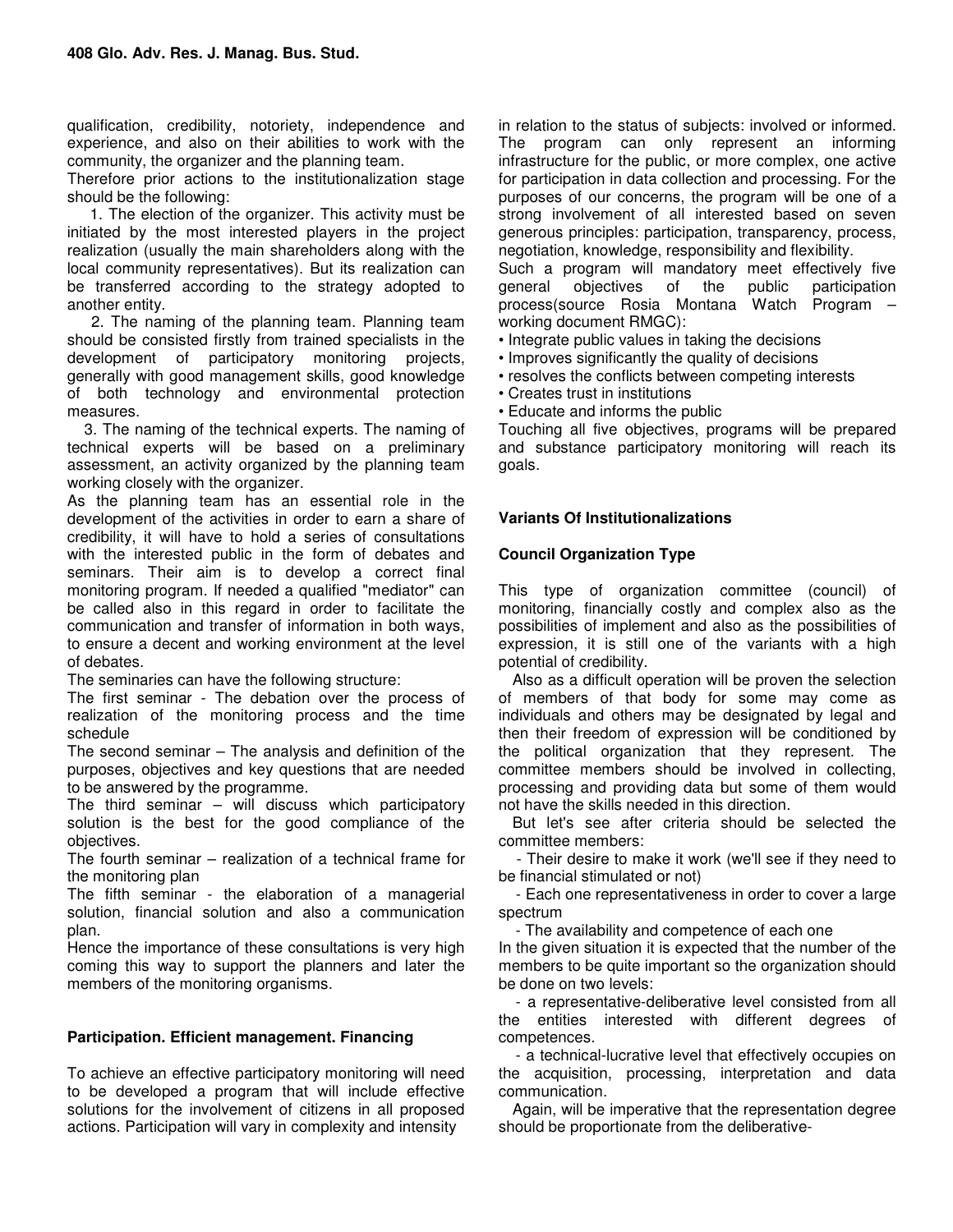qualification, credibility, notoriety, independence and experience, and also on their abilities to work with the community, the organizer and the planning team.

Therefore prior actions to the institutionalization stage should be the following:

1. The election of the organizer. This activity must be initiated by the most interested players in the project realization (usually the main shareholders along with the local community representatives). But its realization can be transferred according to the strategy adopted to another entity.

2. The naming of the planning team. Planning team should be consisted firstly from trained specialists in the development of participatory monitoring projects, generally with good management skills, good knowledge of both technology and environmental protection measures.

3. The naming of the technical experts. The naming of technical experts will be based on a preliminary assessment, an activity organized by the planning team working closely with the organizer.

As the planning team has an essential role in the development of the activities in order to earn a share of credibility, it will have to hold a series of consultations with the interested public in the form of debates and seminars. Their aim is to develop a correct final monitoring program. If needed a qualified "mediator" can be called also in this regard in order to facilitate the communication and transfer of information in both ways, to ensure a decent and working environment at the level of debates.

The seminaries can have the following structure:

The first seminar - The debation over the process of realization of the monitoring process and the time schedule

The second seminar – The analysis and definition of the purposes, objectives and key questions that are needed to be answered by the programme.

The third seminar – will discuss which participatory solution is the best for the good compliance of the objectives.

The fourth seminar – realization of a technical frame for the monitoring plan

The fifth seminar - the elaboration of a managerial solution, financial solution and also a communication plan.

Hence the importance of these consultations is very high coming this way to support the planners and later the members of the monitoring organisms.

### Participation. Efficient management. Financing

To achieve an effective participatory monitoring will need to be developed a program that will include effective solutions for the involvement of citizens in all proposed actions. Participation will vary in complexity and intensity in relation to the status of subjects: involved or informed. The program can only represent an informing infrastructure for the public, or more complex, one active for participation in data collection and processing. For the purposes of our concerns, the program will be one of a strong involvement of all interested based on seven generous principles: participation, transparency, process, negotiation, knowledge, responsibility and flexibility.

Such a program will mandatory meet effectively five general objectives of the public participation process(source Rosia Montana Watch Program – working document RMGC):

- Integrate public values in taking the decisions
- Improves significantly the quality of decisions
- resolves the conflicts between competing interests
- Creates trust in institutions
- Educate and informs the public

Touching all five objectives, programs will be prepared and substance participatory monitoring will reach its goals.

### Variants Of Institutionalizations

### Council Organization Type

This type of organization committee (council) of monitoring, financially costly and complex also as the possibilities of implement and also as the possibilities of expression, it is still one of the variants with a high potential of credibility.

Also as a difficult operation will be proven the selection of members of that body for some may come as individuals and others may be designated by legal and then their freedom of expression will be conditioned by the political organization that they represent. The committee members should be involved in collecting, processing and providing data but some of them would not have the skills needed in this direction.

But let's see after criteria should be selected the committee members:

- Their desire to make it work (we'll see if they need to be financial stimulated or not)
- Each one representativeness in order to cover a large spectrum
- The availability and competence of each one

In the given situation it is expected that the number of the members to be quite important so the organization should be done on two levels:

- a representative-deliberative level consisted from all the entities interested with different degrees of competences.
- a technical-lucrative level that effectively occupies on the acquisition, processing, interpretation and data communication.

Again, will be imperative that the representation degree should be proportionate from the deliberative-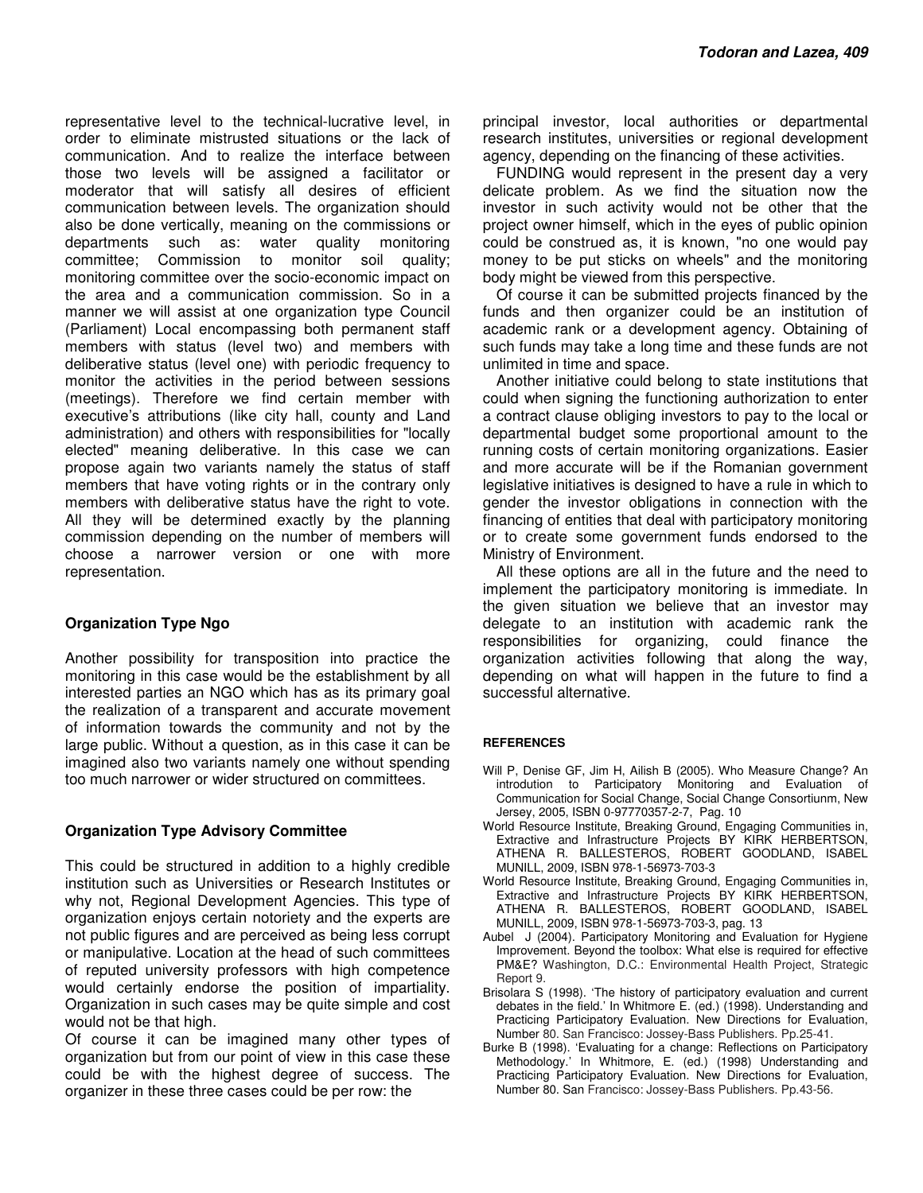representative level to the technical-lucrative level, in order to eliminate mistrusted situations or the lack of communication. And to realize the interface between those two levels will be assigned a facilitator or moderator that will satisfy all desires of efficient communication between levels. The organization should also be done vertically, meaning on the commissions or departments such as: water quality monitoring committee; Commission to monitor soil quality; monitoring committee over the socio-economic impact on the area and a communication commission. So in a manner we will assist at one organization type Council (Parliament) Local encompassing both permanent staff members with status (level two) and members with deliberative status (level one) with periodic frequency to monitor the activities in the period between sessions (meetings). Therefore we find certain member with executive's attributions (like city hall, county and Land administration) and others with responsibilities for "locally elected" meaning deliberative. In this case we can propose again two variants namely the status of staff members that have voting rights or in the contrary only members with deliberative status have the right to vote. All they will be determined exactly by the planning commission depending on the number of members will choose a narrower version or one with more representation.

## Organization Type Ngo

Another possibility for transposition into practice the monitoring in this case would be the establishment by all interested parties an NGO which has as its primary goal the realization of a transparent and accurate movement of information towards the community and not by the large public. Without a question, as in this case it can be imagined also two variants namely one without spending too much narrower or wider structured on committees.

## Organization Type Advisory Committee

This could be structured in addition to a highly credible institution such as Universities or Research Institutes or why not, Regional Development Agencies. This type of organization enjoys certain notoriety and the experts are not public figures and are perceived as being less corrupt or manipulative. Location at the head of such committees of reputed university professors with high competence would certainly endorse the position of impartiality. Organization in such cases may be quite simple and cost would not be that high.

Of course it can be imagined many other types of organization but from our point of view in this case these could be with the highest degree of success. The organizer in these three cases could be per row: the principal investor, local authorities or departmental research institutes, universities or regional development agency, depending on the financing of these activities.

FUNDING would represent in the present day a very delicate problem. As we find the situation now the investor in such activity would not be other that the project owner himself, which in the eyes of public opinion could be construed as, it is known, "no one would pay money to be put sticks on wheels" and the monitoring body might be viewed from this perspective.

Of course it can be submitted projects financed by the funds and then organizer could be an institution of academic rank or a development agency. Obtaining of such funds may take a long time and these funds are not unlimited in time and space.

Another initiative could belong to state institutions that could when signing the functioning authorization to enter a contract clause obliging investors to pay to the local or departmental budget some proportional amount to the running costs of certain monitoring organizations. Easier and more accurate will be if the Romanian government legislative initiatives is designed to have a rule in which to gender the investor obligations in connection with the financing of entities that deal with participatory monitoring or to create some government funds endorsed to the Ministry of Environment.

All these options are all in the future and the need to implement the participatory monitoring is immediate. In the given situation we believe that an investor may delegate to an institution with academic rank the responsibilities for organizing, could finance the organization activities following that along the way, depending on what will happen in the future to find a successful alternative.

## REFERENCES

Will P, Denise GF, Jim H, Ailish B (2005). Who Measure Change? An introdution to Participatory Monitoring and Evaluation of Communication for Social Change, Social Change Consortiunm, New Jersey, 2005, ISBN 0-97770357-2-7, Pag. 10

World Resource Institute, Breaking Ground, Engaging Communities in, Extractive and Infrastructure Projects BY KIRK HERBERTSON, ATHENA R. BALLESTEROS, ROBERT GOODLAND, ISABEL MUNILL, 2009, ISBN 978-1-56973-703-3

World Resource Institute, Breaking Ground, Engaging Communities in, Extractive and Infrastructure Projects BY KIRK HERBERTSON, ATHENA R. BALLESTEROS, ROBERT GOODLAND, ISABEL MUNILL, 2009, ISBN 978-1-56973-703-3, pag. 13

Aubel J (2004). Participatory Monitoring and Evaluation for Hygiene Improvement. Beyond the toolbox: What else is required for effective PM&E? Washington, D.C.: Environmental Health Project, Strategic Report 9.

Brisolara S (1998). 'The history of participatory evaluation and current debates in the field.' In Whitmore E. (ed.) (1998). Understanding and Practicing Participatory Evaluation. New Directions for Evaluation, Number 80. San Francisco: Jossey-Bass Publishers. Pp.25-41.

Burke B (1998). 'Evaluating for a change: Reflections on Participatory Methodology.' In Whitmore, E. (ed.) (1998) Understanding and Practicing Participatory Evaluation. New Directions for Evaluation, Number 80. San Francisco: Jossey-Bass Publishers. Pp.43-56.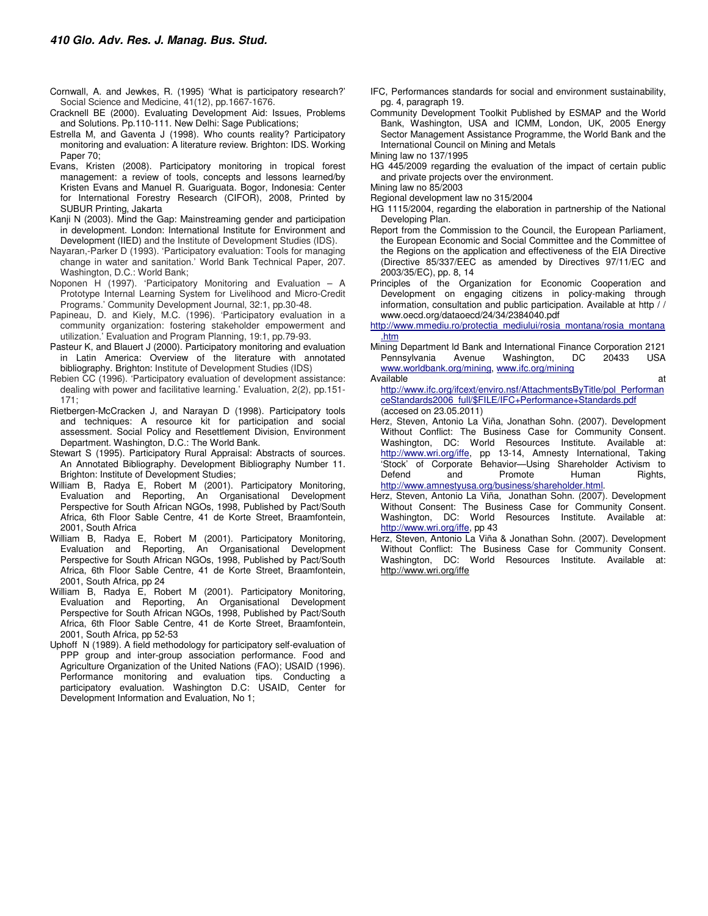Cornwall, A. and Jewkes, R. (1995) 'What is participatory research?' Social Science and Medicine, 41(12), pp.1667-1676.

Cracknell BE (2000). Evaluating Development Aid: Issues, Problems and Solutions. Pp.110-111. New Delhi: Sage Publications;

Estrella M, and Gaventa J (1998). Who counts reality? Participatory monitoring and evaluation: A literature review. Brighton: IDS. Working Paper 70;

Evans, Kristen (2008). Participatory monitoring in tropical forest management: a review of tools, concepts and lessons learned/by Kristen Evans and Manuel R. Guariguata. Bogor, Indonesia: Center for International Forestry Research (CIFOR), 2008, Printed by SUBUR Printing, Jakarta

Kanji N (2003). Mind the Gap: Mainstreaming gender and participation in development. London: International Institute for Environment and Development (IIED) and the Institute of Development Studies (IDS).

Nayaran,-Parker D (1993). 'Participatory evaluation: Tools for managing change in water and sanitation.' World Bank Technical Paper, 207. Washington, D.C.: World Bank;

Noponen H (1997). 'Participatory Monitoring and Evaluation – A Prototype Internal Learning System for Livelihood and Micro-Credit Programs.' Community Development Journal, 32:1, pp.30-48.

Papineau, D. and Kiely, M.C. (1996). 'Participatory evaluation in a community organization: fostering stakeholder empowerment and utilization.' Evaluation and Program Planning, 19:1, pp.79-93.

Pasteur K, and Blauert J (2000). Participatory monitoring and evaluation in Latin America: Overview of the literature with annotated bibliography. Brighton: Institute of Development Studies (IDS)

Rebien CC (1996). 'Participatory evaluation of development assistance: dealing with power and facilitative learning.' Evaluation, 2(2), pp.151-171;

Rietbergen-McCracken J, and Narayan D (1998). Participatory tools and techniques: A resource kit for participation and social assessment. Social Policy and Resettlement Division, Environment Department. Washington, D.C.: The World Bank.

Stewart S (1995). Participatory Rural Appraisal: Abstracts of sources. An Annotated Bibliography. Development Bibliography Number 11. Brighton: Institute of Development Studies;

William B, Radya E, Robert M (2001). Participatory Monitoring, Evaluation and Reporting, An Organisational Development Perspective for South African NGOs, 1998, Published by Pact/South Africa, 6th Floor Sable Centre, 41 de Korte Street, Braamfontein, 2001, South Africa

William B, Radya E, Robert M (2001). Participatory Monitoring, Evaluation and Reporting, An Organisational Development Perspective for South African NGOs, 1998, Published by Pact/South Africa, 6th Floor Sable Centre, 41 de Korte Street, Braamfontein, 2001, South Africa, pp 24

William B, Radya E, Robert M (2001). Participatory Monitoring, Evaluation and Reporting, An Organisational Development Perspective for South African NGOs, 1998, Published by Pact/South Africa, 6th Floor Sable Centre, 41 de Korte Street, Braamfontein, 2001, South Africa, pp 52-53

Uphoff N (1989). A field methodology for participatory self-evaluation of PPP group and inter-group association performance. Food and Agriculture Organization of the United Nations (FAO); USAID (1996). Performance monitoring and evaluation tips. Conducting a participatory evaluation. Washington D.C: USAID, Center for Development Information and Evaluation, No 1;

IFC, Performances standards for social and environment sustainability, pg. 4, paragraph 19.

Community Development Toolkit Published by ESMAP and the World Bank, Washington, USA and ICMM, London, UK, 2005 Energy Sector Management Assistance Programme, the World Bank and the International Council on Mining and Metals

Mining law no 137/1995

HG 445/2009 regarding the evaluation of the impact of certain public and private projects over the environment.

Mining law no 85/2003

Regional development law no 315/2004

HG 1115/2004, regarding the elaboration in partnership of the National Developing Plan.

Report from the Commission to the Council, the European Parliament, the European Economic and Social Committee and the Committee of the Regions on the application and effectiveness of the EIA Directive (Directive 85/337/EEC as amended by Directives 97/11/EC and 2003/35/EC), pp. 8, 14

Principles of the Organization for Economic Cooperation and Development on engaging citizens in policy-making through information, consultation and public participation. Available at http / / www.oecd.org/dataoecd/24/34/2384040.pdf

http://www.mmediu.ro/protectia_mediului/rosia_montana/rosia_montana.htm

Mining Department ld Bank and International Finance Corporation 2121 Pennsylvania Avenue Washington, DC 20433 USA www.worldbank.org/mining, www.ifc.org/mining

Available at http://www.ifc.org/ifcext/enviro.nsf/AttachmentsByTitle/pol_PerformanceStandards2006_full/$FILE/IFC+Performance+Standards.pdf (accesed on 23.05.2011)

Herz, Steven, Antonio La Viña, Jonathan Sohn. (2007). Development Without Conflict: The Business Case for Community Consent. Washington, DC: World Resources Institute. Available at: http://www.wri.org/iffe, pp 13-14, Amnesty International, Taking 'Stock' of Corporate Behavior—Using Shareholder Activism to Defend and Promote Human Rights, http://www.amnestyusa.org/business/shareholder.html.

Herz, Steven, Antonio La Viña, Jonathan Sohn. (2007). Development Without Consent: The Business Case for Community Consent. Washington, DC: World Resources Institute. Available at: http://www.wri.org/iffe, pp 43

Herz, Steven, Antonio La Viña & Jonathan Sohn. (2007). Development Without Conflict: The Business Case for Community Consent. Washington, DC: World Resources Institute. Available at: http://www.wri.org/iffe